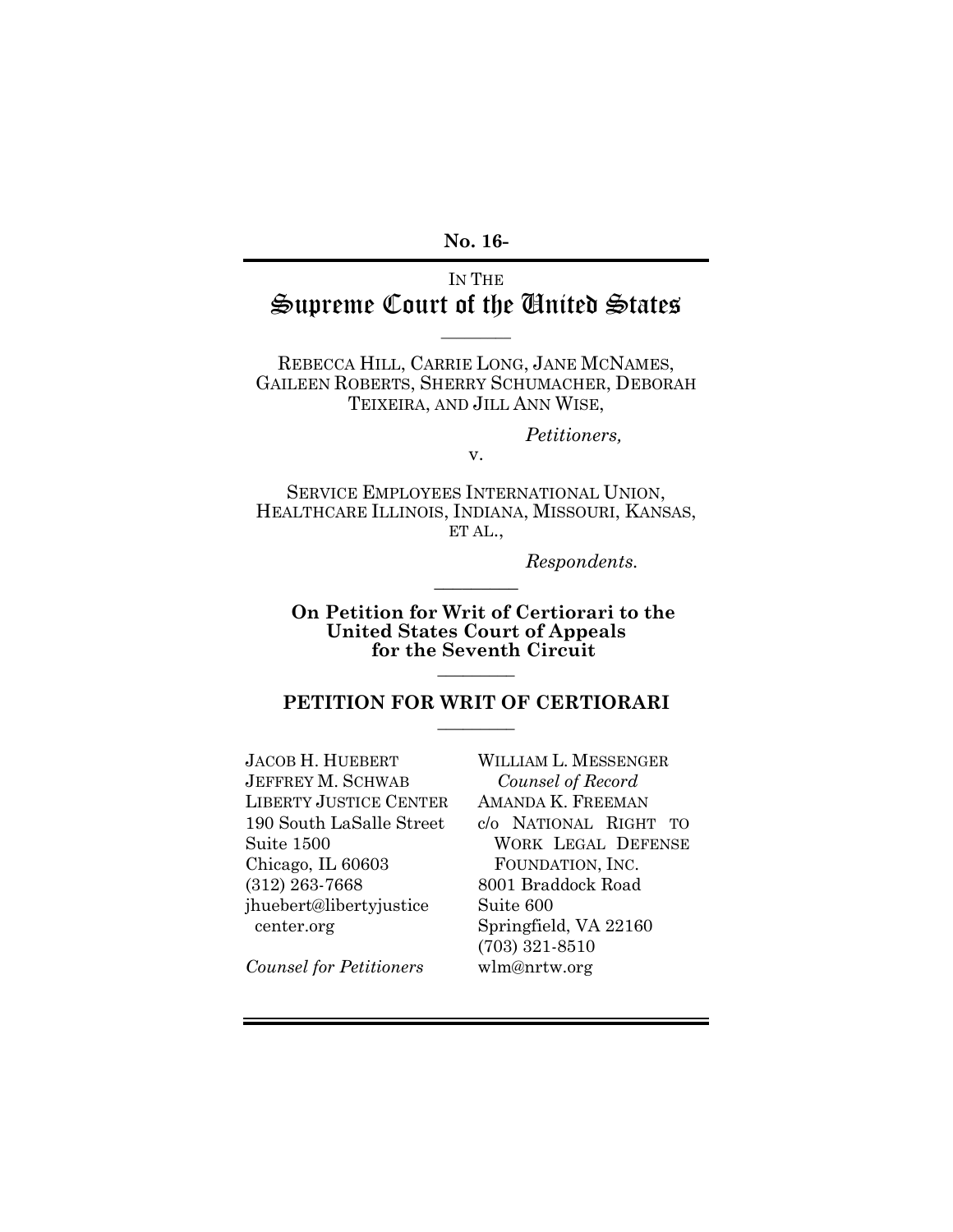**No. 16-**

IN THE

# Supreme Court of the United States

---

REBECCA HILL, CARRIE LONG, JANE MCNAMES, GAILEEN ROBERTS, SHERRY SCHUMACHER, DEBORAH TEIXEIRA, AND JILL ANN WISE,

*Petitioners,*

v.

SERVICE EMPLOYEES INTERNATIONAL UNION, HEALTHCARE ILLINOIS, INDIANA, MISSOURI, KANSAS, ET AL.,

*Respondents.*

---

**On Petition for Writ of Certiorari to the United States Court of Appeals for the Seventh Circuit**

---

## PETITION FOR WRIT OF CERTIORARI

---

JACOB H. HUEBERT
JEFFREY M. SCHWAB
LIBERTY JUSTICE CENTER
190 South LaSalle Street
Suite 1500
Chicago, IL 60603
(312) 263-7668
jhuebert@libertyjustice center.org

*Counsel for Petitioners*

WILLIAM L. MESSENGER
*Counsel of Record*
AMANDA K. FREEMAN
c/o NATIONAL RIGHT TO WORK LEGAL DEFENSE FOUNDATION, INC.
8001 Braddock Road
Suite 600
Springfield, VA 22160
(703) 321-8510
wlm@nrtw.org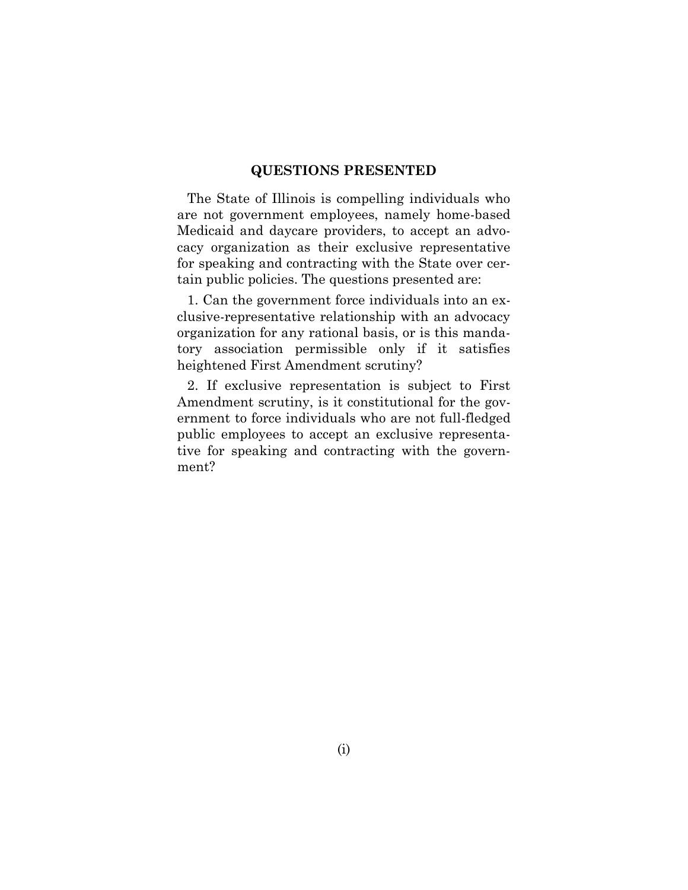## QUESTIONS PRESENTED

The State of Illinois is compelling individuals who are not government employees, namely home-based Medicaid and daycare providers, to accept an advocacy organization as their exclusive representative for speaking and contracting with the State over certain public policies. The questions presented are:

1. Can the government force individuals into an exclusive-representative relationship with an advocacy organization for any rational basis, or is this mandatory association permissible only if it satisfies heightened First Amendment scrutiny?

2. If exclusive representation is subject to First Amendment scrutiny, is it constitutional for the government to force individuals who are not full-fledged public employees to accept an exclusive representative for speaking and contracting with the government?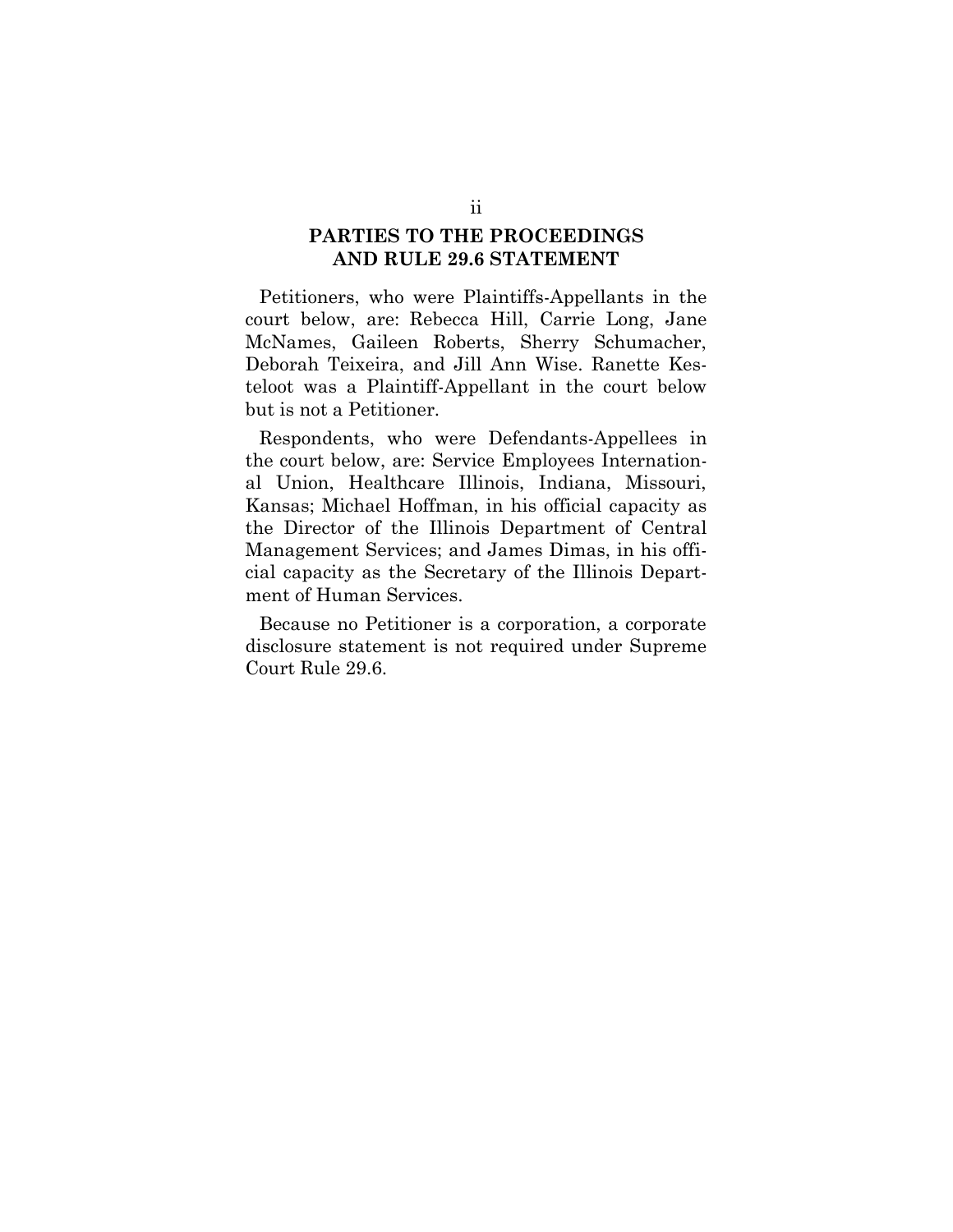## PARTIES TO THE PROCEEDINGS AND RULE 29.6 STATEMENT

Petitioners, who were Plaintiffs-Appellants in the court below, are: Rebecca Hill, Carrie Long, Jane McNames, Gaileen Roberts, Sherry Schumacher, Deborah Teixeira, and Jill Ann Wise. Ranette Kesteloot was a Plaintiff-Appellant in the court below but is not a Petitioner.

Respondents, who were Defendants-Appellees in the court below, are: Service Employees International Union, Healthcare Illinois, Indiana, Missouri, Kansas; Michael Hoffman, in his official capacity as the Director of the Illinois Department of Central Management Services; and James Dimas, in his official capacity as the Secretary of the Illinois Department of Human Services.

Because no Petitioner is a corporation, a corporate disclosure statement is not required under Supreme Court Rule 29.6.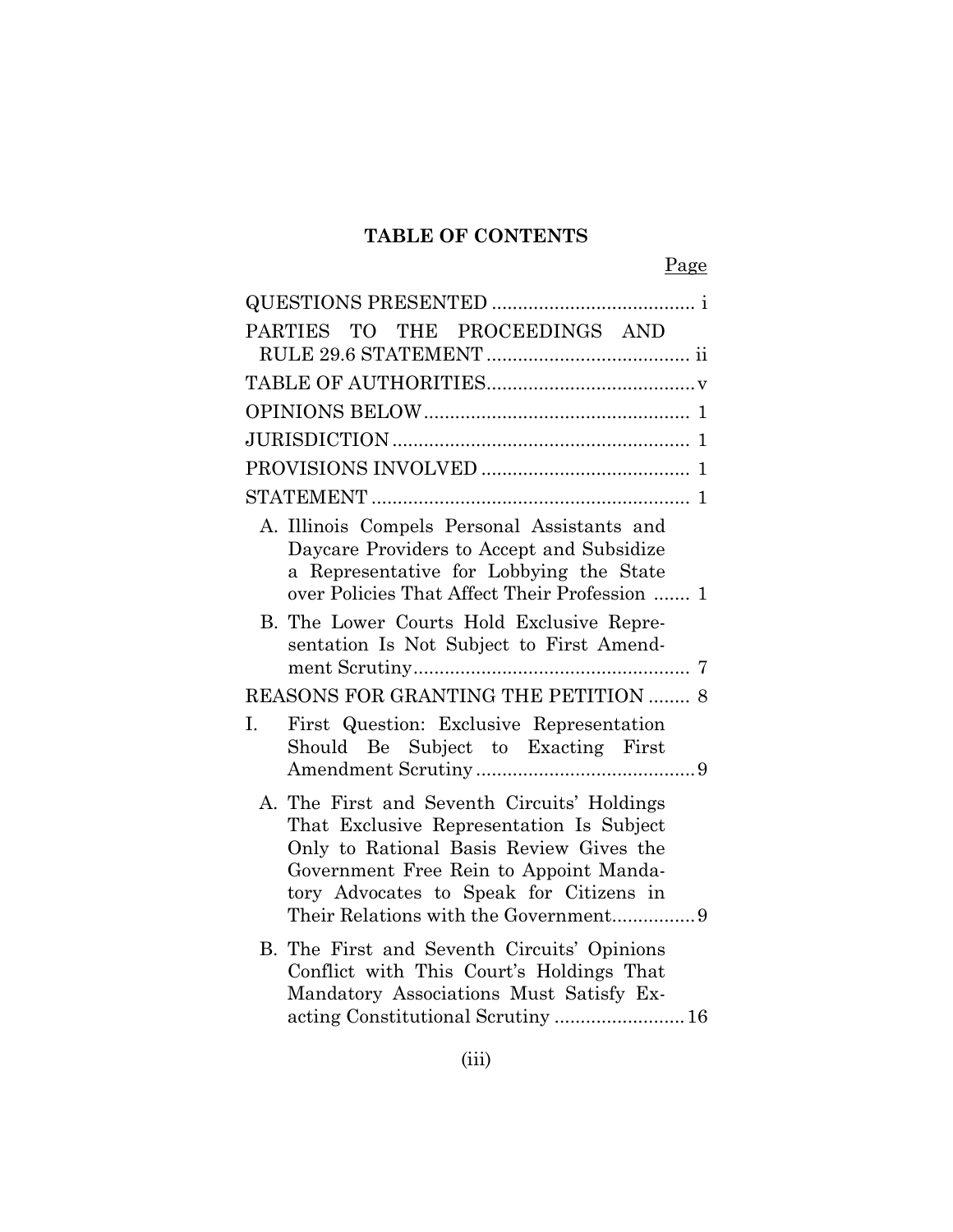## TABLE OF CONTENTS

| | Page |
|---|---|
| QUESTIONS PRESENTED | i |
| PARTIES TO THE PROCEEDINGS AND RULE 29.6 STATEMENT | ii |
| TABLE OF AUTHORITIES | v |
| OPINIONS BELOW | 1 |
| JURISDICTION | 1 |
| PROVISIONS INVOLVED | 1 |
| STATEMENT | 1 |
| A. Illinois Compels Personal Assistants and Daycare Providers to Accept and Subsidize a Representative for Lobbying the State over Policies That Affect Their Profession | 1 |
| B. The Lower Courts Hold Exclusive Representation Is Not Subject to First Amendment Scrutiny | 7 |
| REASONS FOR GRANTING THE PETITION | 8 |
| I. First Question: Exclusive Representation Should Be Subject to Exacting First Amendment Scrutiny | 9 |
| A. The First and Seventh Circuits' Holdings That Exclusive Representation Is Subject Only to Rational Basis Review Gives the Government Free Rein to Appoint Mandatory Advocates to Speak for Citizens in Their Relations with the Government | 9 |
| B. The First and Seventh Circuits' Opinions Conflict with This Court's Holdings That Mandatory Associations Must Satisfy Exacting Constitutional Scrutiny | 16 |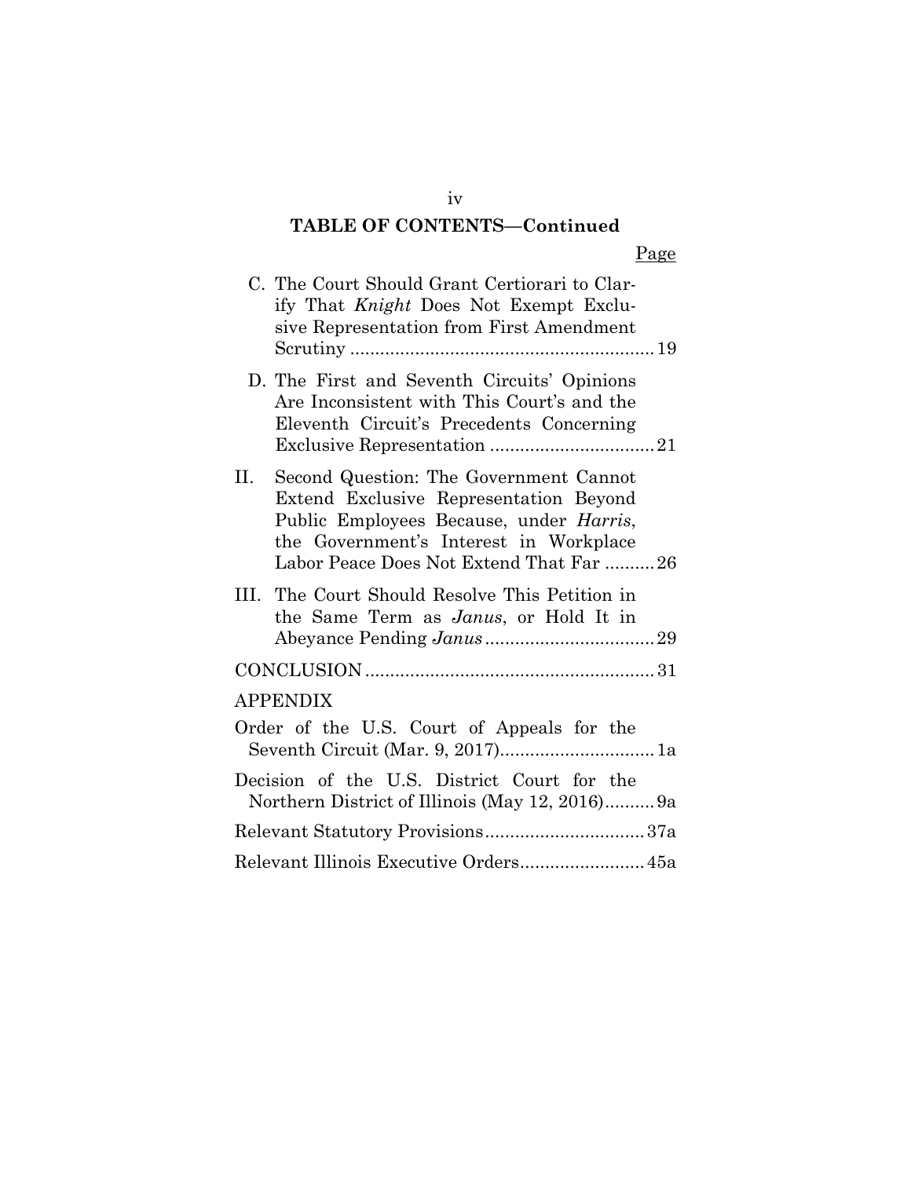**TABLE OF CONTENTS—Continued**

| | Page |
|---|---|
| C. The Court Should Grant Certiorari to Clarify That *Knight* Does Not Exempt Exclusive Representation from First Amendment Scrutiny | 19 |
| D. The First and Seventh Circuits' Opinions Are Inconsistent with This Court's and the Eleventh Circuit's Precedents Concerning Exclusive Representation | 21 |
| II. Second Question: The Government Cannot Extend Exclusive Representation Beyond Public Employees Because, under *Harris*, the Government's Interest in Workplace Labor Peace Does Not Extend That Far | 26 |
| III. The Court Should Resolve This Petition in the Same Term as *Janus*, or Hold It in Abeyance Pending *Janus* | 29 |
| CONCLUSION | 31 |
| APPENDIX | |
| Order of the U.S. Court of Appeals for the Seventh Circuit (Mar. 9, 2017) | 1a |
| Decision of the U.S. District Court for the Northern District of Illinois (May 12, 2016) | 9a |
| Relevant Statutory Provisions | 37a |
| Relevant Illinois Executive Orders | 45a |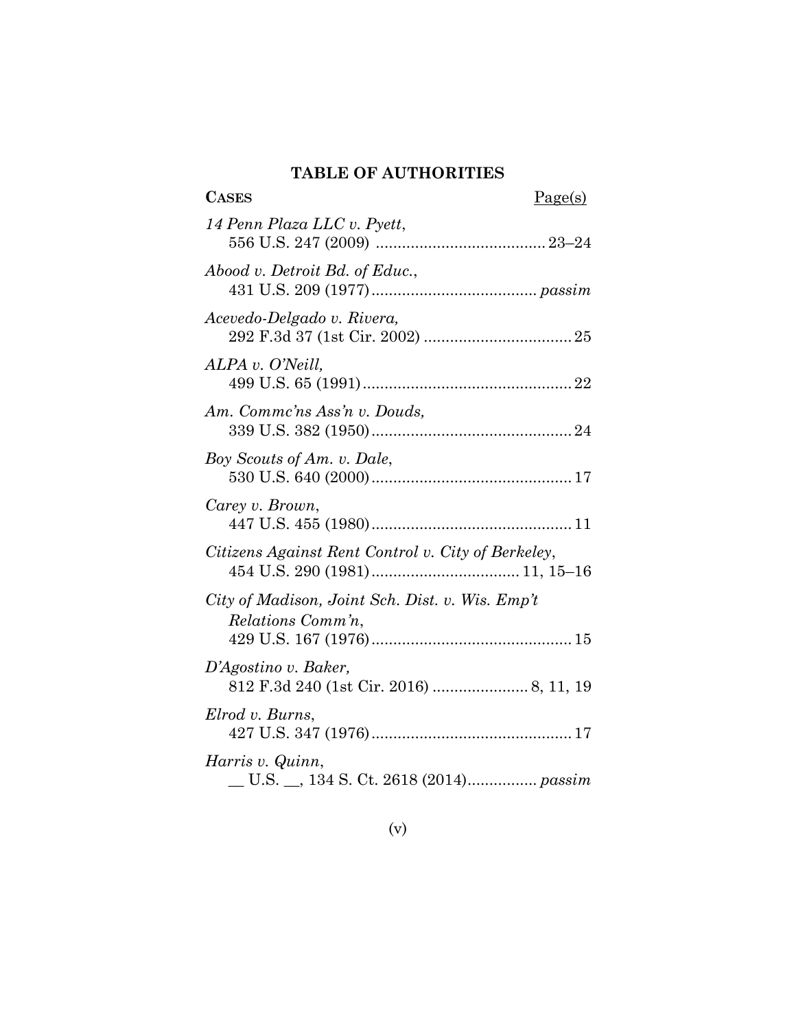## TABLE OF AUTHORITIES

**CASES** Page(s)

*14 Penn Plaza LLC v. Pyett*,
556 U.S. 247 (2009) ....................................... 23–24

*Abood v. Detroit Bd. of Educ.*,
431 U.S. 209 (1977)...................................... *passim*

*Acevedo-Delgado v. Rivera,*
292 F.3d 37 (1st Cir. 2002) .................................. 25

*ALPA v. O'Neill,*
499 U.S. 65 (1991)................................................ 22

*Am. Commc'ns Ass'n v. Douds,*
339 U.S. 382 (1950).............................................. 24

*Boy Scouts of Am. v. Dale*,
530 U.S. 640 (2000).............................................. 17

*Carey v. Brown*,
447 U.S. 455 (1980).............................................. 11

*Citizens Against Rent Control v. City of Berkeley*,
454 U.S. 290 (1981).................................. 11, 15–16

*City of Madison, Joint Sch. Dist. v. Wis. Emp't Relations Comm'n*,
429 U.S. 167 (1976).............................................. 15

*D'Agostino v. Baker,*
812 F.3d 240 (1st Cir. 2016) ...................... 8, 11, 19

*Elrod v. Burns*,
427 U.S. 347 (1976).............................................. 17

*Harris v. Quinn*,
__ U.S. __, 134 S. Ct. 2618 (2014)................ *passim*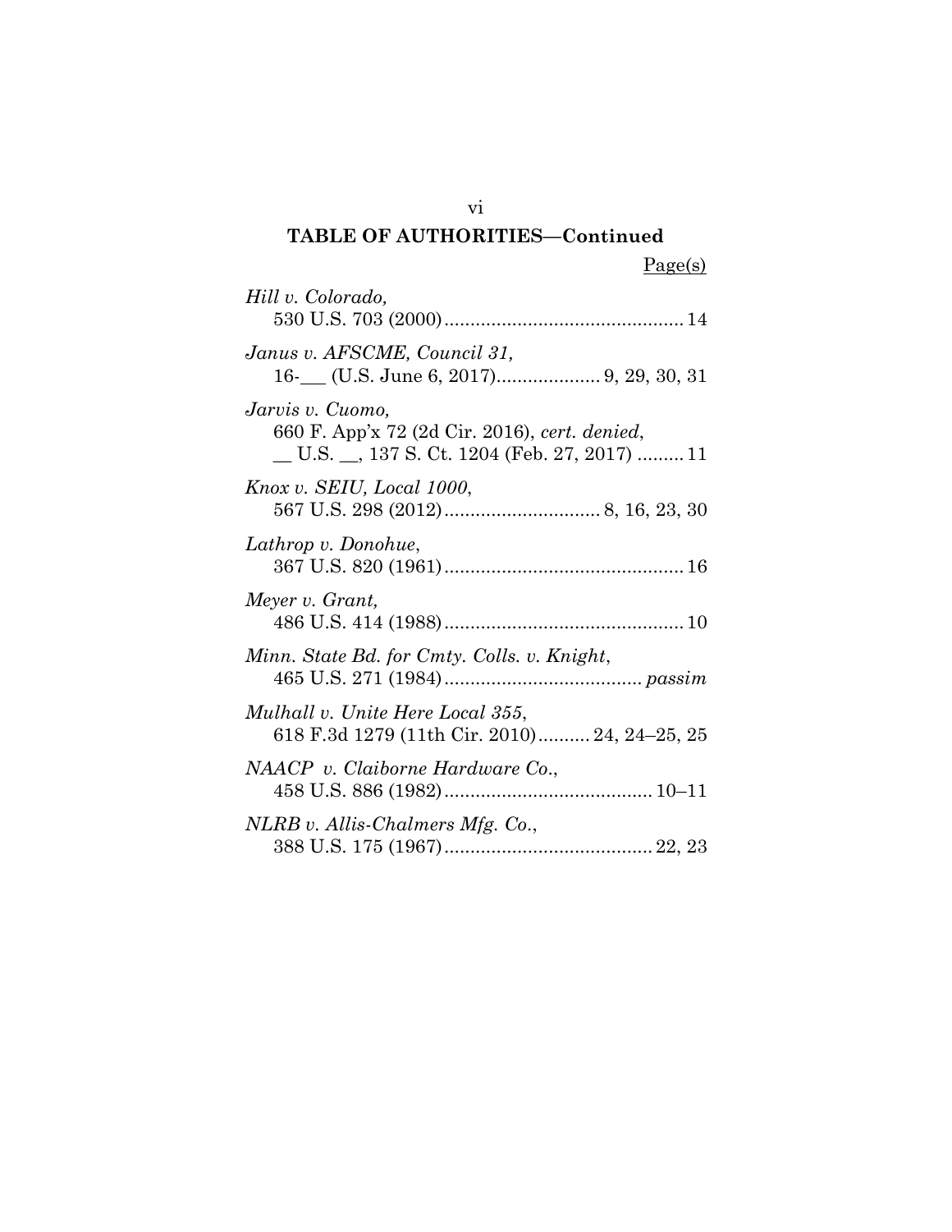## TABLE OF AUTHORITIES—Continued

Page(s)

*Hill v. Colorado*,
530 U.S. 703 (2000) .............................................. 14

*Janus v. AFSCME, Council 31*,
16-___ (U.S. June 6, 2017) .................... 9, 29, 30, 31

*Jarvis v. Cuomo*,
660 F. App'x 72 (2d Cir. 2016), *cert. denied*,
__ U.S. __, 137 S. Ct. 1204 (Feb. 27, 2017) ......... 11

*Knox v. SEIU, Local 1000*,
567 U.S. 298 (2012) .............................. 8, 16, 23, 30

*Lathrop v. Donohue*,
367 U.S. 820 (1961) .............................................. 16

*Meyer v. Grant*,
486 U.S. 414 (1988) .............................................. 10

*Minn. State Bd. for Cmty. Colls. v. Knight*,
465 U.S. 271 (1984) ...................................... *passim*

*Mulhall v. Unite Here Local 355*,
618 F.3d 1279 (11th Cir. 2010) .......... 24, 24–25, 25

*NAACP v. Claiborne Hardware Co.*,
458 U.S. 886 (1982) ........................................ 10–11

*NLRB v. Allis-Chalmers Mfg. Co.*,
388 U.S. 175 (1967) ........................................ 22, 23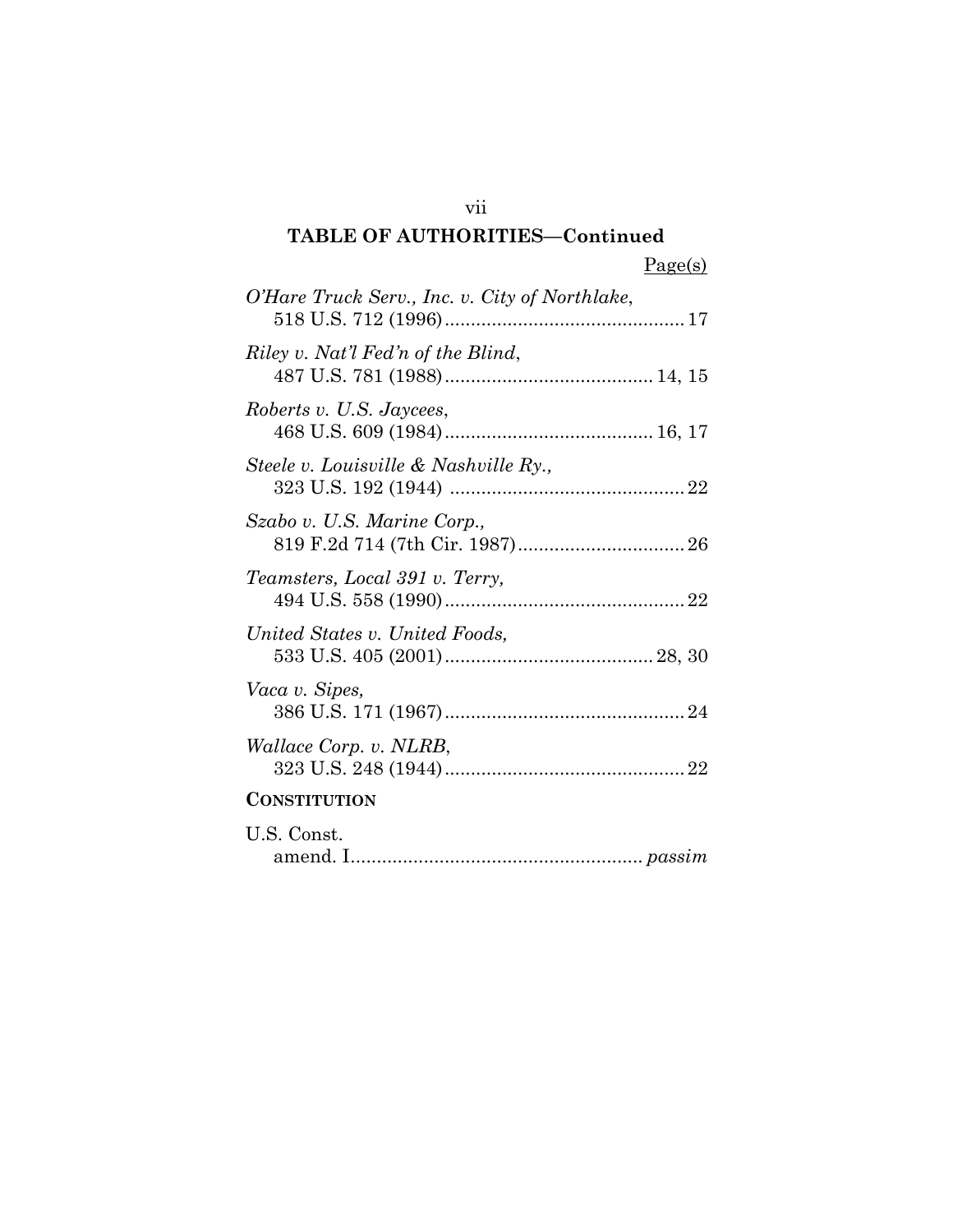## TABLE OF AUTHORITIES—Continued

Page(s)

*O'Hare Truck Serv., Inc. v. City of Northlake*,
518 U.S. 712 (1996) .............................................. 17

*Riley v. Nat'l Fed'n of the Blind*,
487 U.S. 781 (1988) ........................................ 14, 15

*Roberts v. U.S. Jaycees*,
468 U.S. 609 (1984) ........................................ 16, 17

*Steele v. Louisville & Nashville Ry.*,
323 U.S. 192 (1944) ............................................. 22

*Szabo v. U.S. Marine Corp.*,
819 F.2d 714 (7th Cir. 1987) ................................ 26

*Teamsters, Local 391 v. Terry*,
494 U.S. 558 (1990) .............................................. 22

*United States v. United Foods*,
533 U.S. 405 (2001) ........................................ 28, 30

*Vaca v. Sipes*,
386 U.S. 171 (1967) .............................................. 24

*Wallace Corp. v. NLRB*,
323 U.S. 248 (1944) .............................................. 22

**CONSTITUTION**

U.S. Const.
amend. I ....................................................... *passim*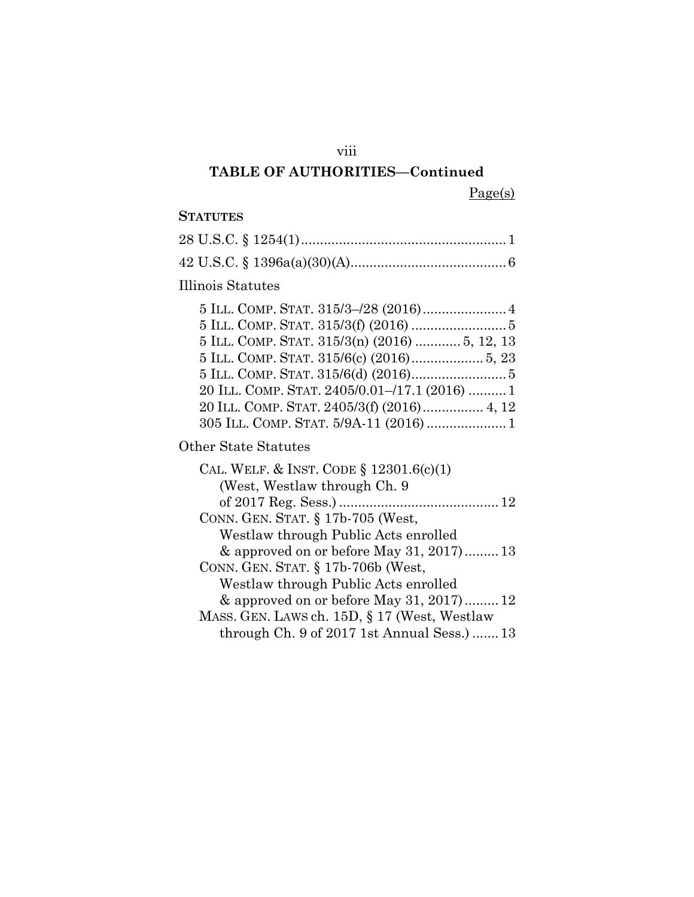## TABLE OF AUTHORITIES—Continued

Page(s)

**STATUTES**

28 U.S.C. § 1254(1) ...................................................... 1

42 U.S.C. § 1396a(a)(30)(A) ......................................... 6

Illinois Statutes

5 ILL. COMP. STAT. 315/3–/28 (2016) ...................... 4
5 ILL. COMP. STAT. 315/3(f) (2016) ......................... 5
5 ILL. COMP. STAT. 315/3(n) (2016) ............ 5, 12, 13
5 ILL. COMP. STAT. 315/6(c) (2016) ................... 5, 23
5 ILL. COMP. STAT. 315/6(d) (2016) ......................... 5
20 ILL. COMP. STAT. 2405/0.01–/17.1 (2016) .......... 1
20 ILL. COMP. STAT. 2405/3(f) (2016) ................ 4, 12
305 ILL. COMP. STAT. 5/9A-11 (2016) ..................... 1

Other State Statutes

CAL. WELF. & INST. CODE § 12301.6(c)(1) (West, Westlaw through Ch. 9 of 2017 Reg. Sess.) .......................................... 12
CONN. GEN. STAT. § 17b-705 (West, Westlaw through Public Acts enrolled & approved on or before May 31, 2017) ......... 13
CONN. GEN. STAT. § 17b-706b (West, Westlaw through Public Acts enrolled & approved on or before May 31, 2017) ......... 12
MASS. GEN. LAWS ch. 15D, § 17 (West, Westlaw through Ch. 9 of 2017 1st Annual Sess.) ....... 13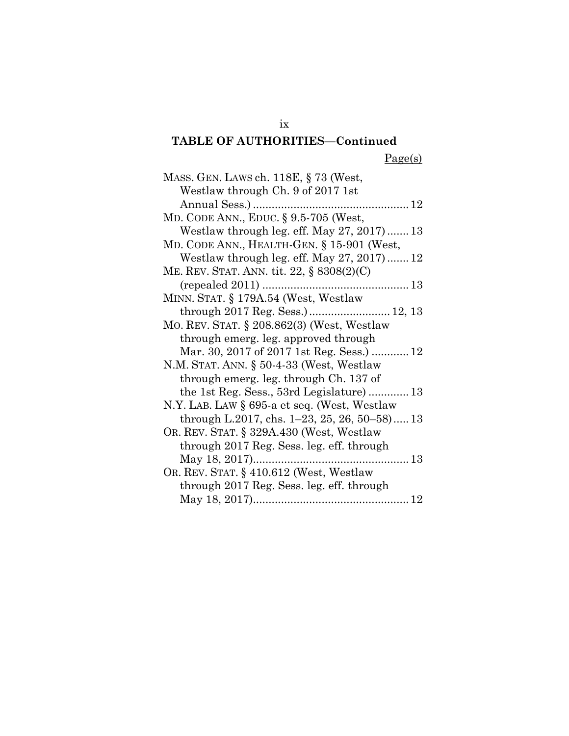## TABLE OF AUTHORITIES—Continued

Page(s)

MASS. GEN. LAWS ch. 118E, § 73 (West, Westlaw through Ch. 9 of 2017 1st Annual Sess.) .................................................. 12

MD. CODE ANN., EDUC. § 9.5-705 (West, Westlaw through leg. eff. May 27, 2017) ....... 13

MD. CODE ANN., HEALTH-GEN. § 15-901 (West, Westlaw through leg. eff. May 27, 2017) ....... 12

ME. REV. STAT. ANN. tit. 22, § 8308(2)(C) (repealed 2011) .............................................. 13

MINN. STAT. § 179A.54 (West, Westlaw through 2017 Reg. Sess.) .......................... 12, 13

MO. REV. STAT. § 208.862(3) (West, Westlaw through emerg. leg. approved through Mar. 30, 2017 of 2017 1st Reg. Sess.) ............ 12

N.M. STAT. ANN. § 50-4-33 (West, Westlaw through emerg. leg. through Ch. 137 of the 1st Reg. Sess., 53rd Legislature) ............. 13

N.Y. LAB. LAW § 695-a et seq. (West, Westlaw through L.2017, chs. 1–23, 25, 26, 50–58) ..... 13

OR. REV. STAT. § 329A.430 (West, Westlaw through 2017 Reg. Sess. leg. eff. through May 18, 2017).................................................. 13

OR. REV. STAT. § 410.612 (West, Westlaw through 2017 Reg. Sess. leg. eff. through May 18, 2017).................................................. 12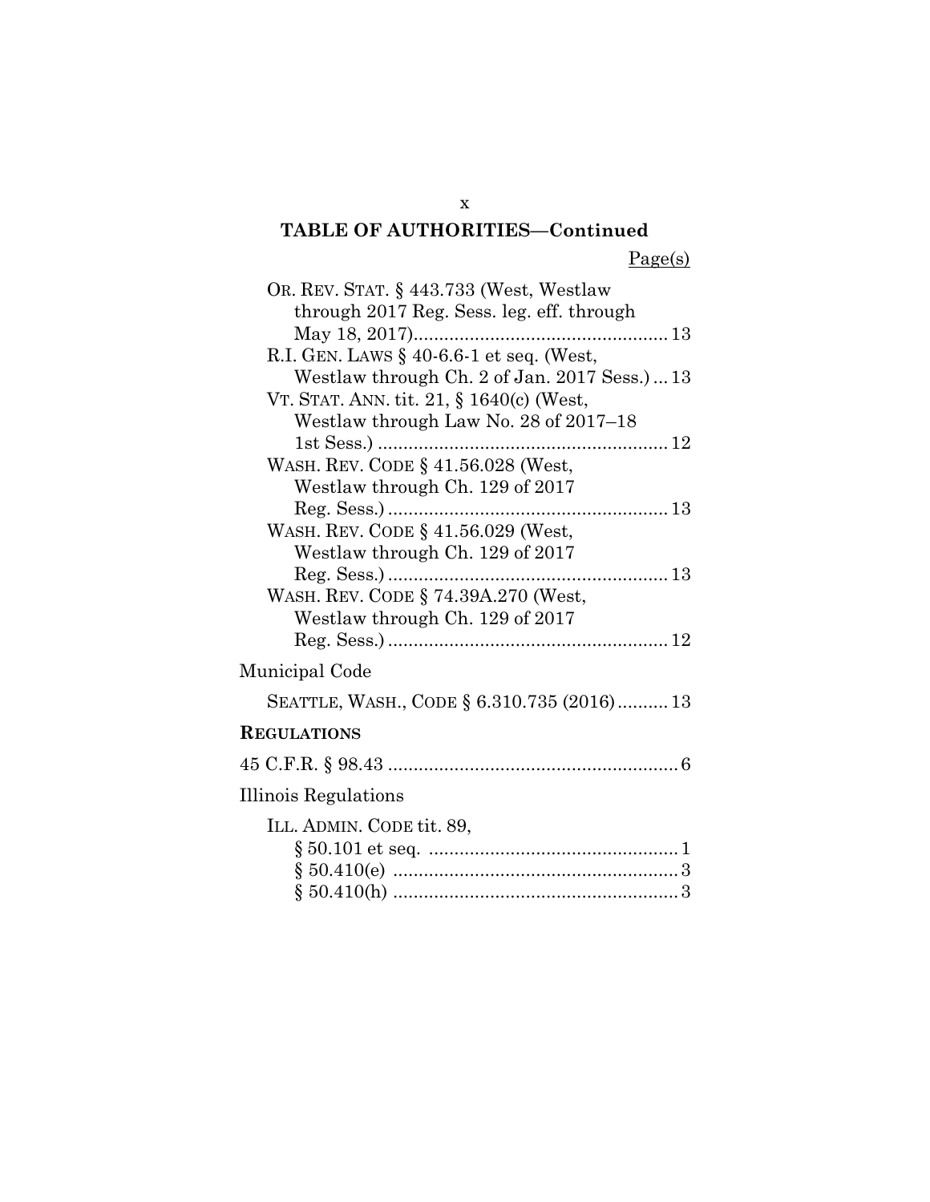## TABLE OF AUTHORITIES—Continued

Page(s)

OR. REV. STAT. § 443.733 (West, Westlaw through 2017 Reg. Sess. leg. eff. through May 18, 2017) .................................................. 13

R.I. GEN. LAWS § 40-6.6-1 et seq. (West, Westlaw through Ch. 2 of Jan. 2017 Sess.) ... 13

VT. STAT. ANN. tit. 21, § 1640(c) (West, Westlaw through Law No. 28 of 2017–18 1st Sess.) ......................................................... 12

WASH. REV. CODE § 41.56.028 (West, Westlaw through Ch. 129 of 2017 Reg. Sess.) ....................................................... 13

WASH. REV. CODE § 41.56.029 (West, Westlaw through Ch. 129 of 2017 Reg. Sess.) ....................................................... 13

WASH. REV. CODE § 74.39A.270 (West, Westlaw through Ch. 129 of 2017 Reg. Sess.) ....................................................... 12

Municipal Code

SEATTLE, WASH., CODE § 6.310.735 (2016) .......... 13

**REGULATIONS**

45 C.F.R. § 98.43 ......................................................... 6

Illinois Regulations

ILL. ADMIN. CODE tit. 89,
- § 50.101 et seq. ................................................. 1
- § 50.410(e) ........................................................ 3
- § 50.410(h) ........................................................ 3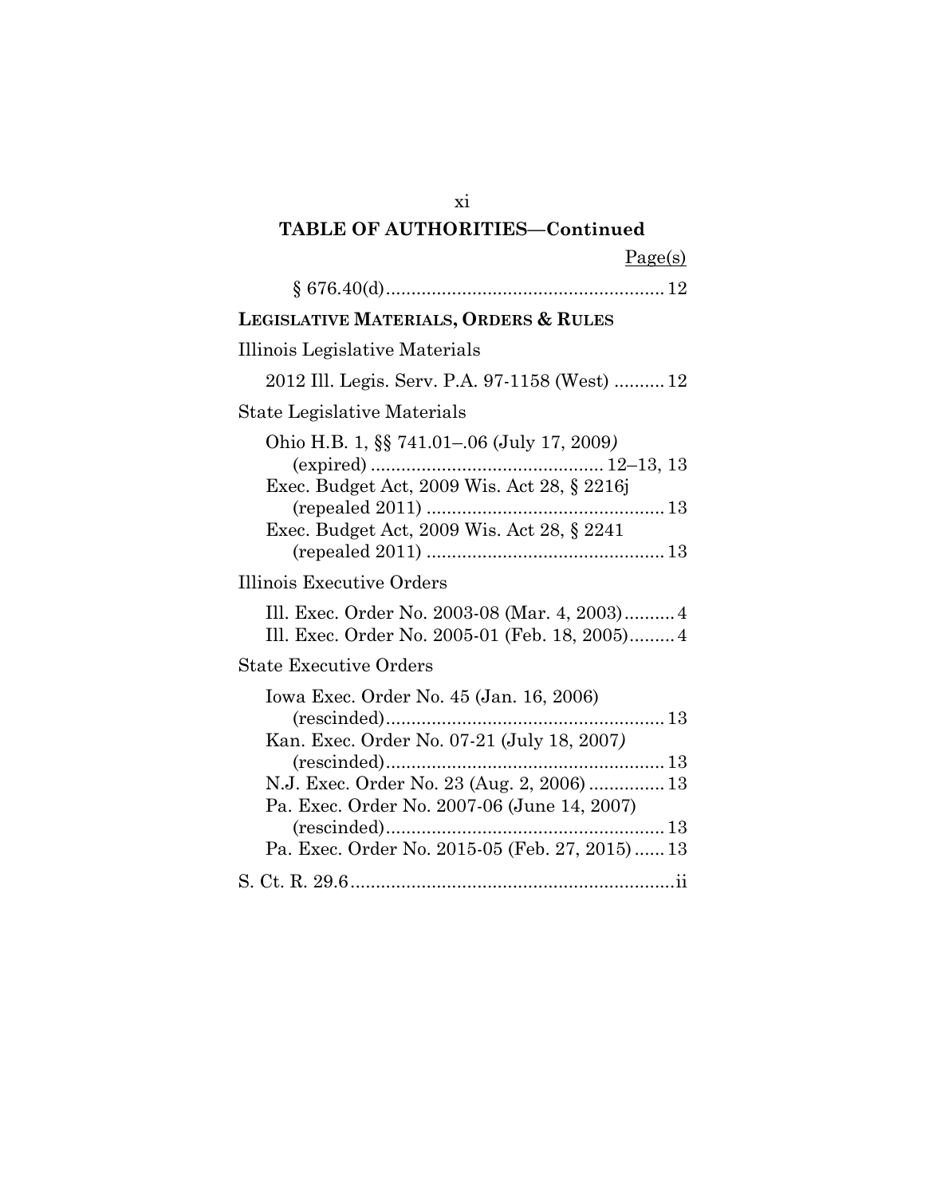**TABLE OF AUTHORITIES—Continued**

Page(s)

§ 676.40(d) ...................................................... 12

**LEGISLATIVE MATERIALS, ORDERS & RULES**

Illinois Legislative Materials

2012 Ill. Legis. Serv. P.A. 97-1158 (West) .......... 12

State Legislative Materials

Ohio H.B. 1, §§ 741.01–.06 (July 17, 2009) (expired) ............................................. 12–13, 13

Exec. Budget Act, 2009 Wis. Act 28, § 2216j (repealed 2011) .............................................. 13

Exec. Budget Act, 2009 Wis. Act 28, § 2241 (repealed 2011) .............................................. 13

Illinois Executive Orders

Ill. Exec. Order No. 2003-08 (Mar. 4, 2003) .......... 4

Ill. Exec. Order No. 2005-01 (Feb. 18, 2005) ......... 4

State Executive Orders

Iowa Exec. Order No. 45 (Jan. 16, 2006) (rescinded) ...................................................... 13

Kan. Exec. Order No. 07-21 (July 18, 2007) (rescinded) ...................................................... 13

N.J. Exec. Order No. 23 (Aug. 2, 2006) ............... 13

Pa. Exec. Order No. 2007-06 (June 14, 2007) (rescinded) ...................................................... 13

Pa. Exec. Order No. 2015-05 (Feb. 27, 2015) ...... 13

S. Ct. R. 29.6 ................................................................ ii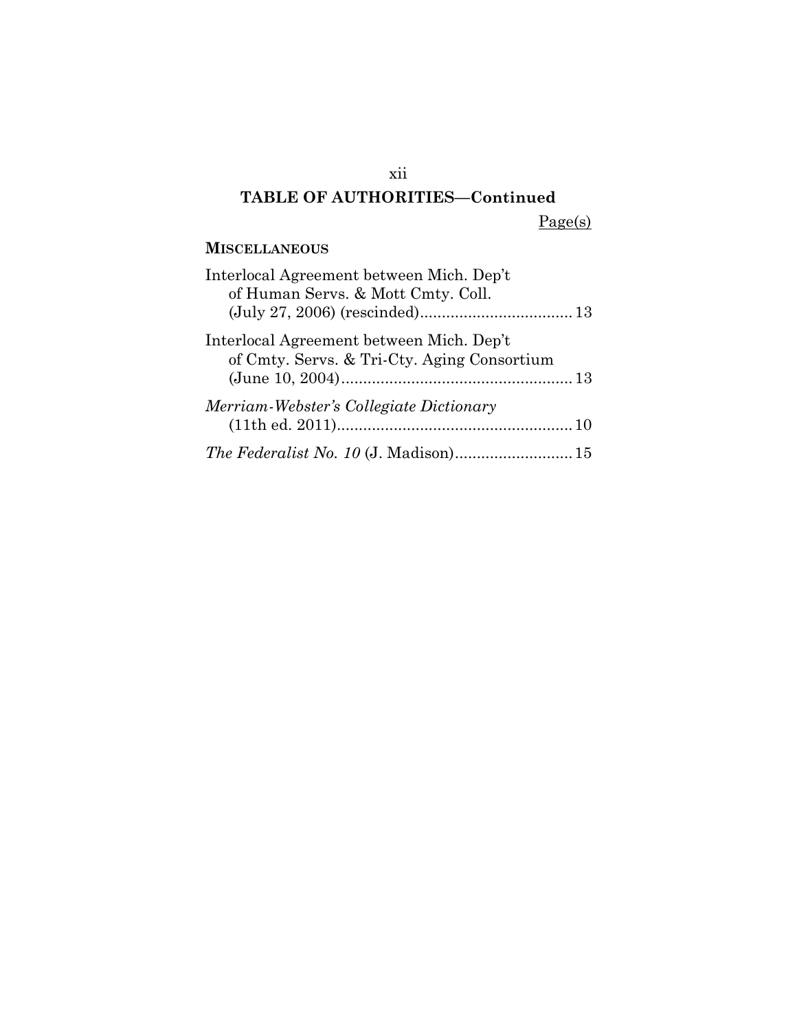## TABLE OF AUTHORITIES—Continued

Page(s)

**MISCELLANEOUS**

Interlocal Agreement between Mich. Dep't of Human Servs. & Mott Cmty. Coll. (July 27, 2006) (rescinded).................................... 13

Interlocal Agreement between Mich. Dep't of Cmty. Servs. & Tri-Cty. Aging Consortium (June 10, 2004)....................................................... 13

*Merriam-Webster's Collegiate Dictionary* (11th ed. 2011)....................................................... 10

*The Federalist No. 10* (J. Madison)........................... 15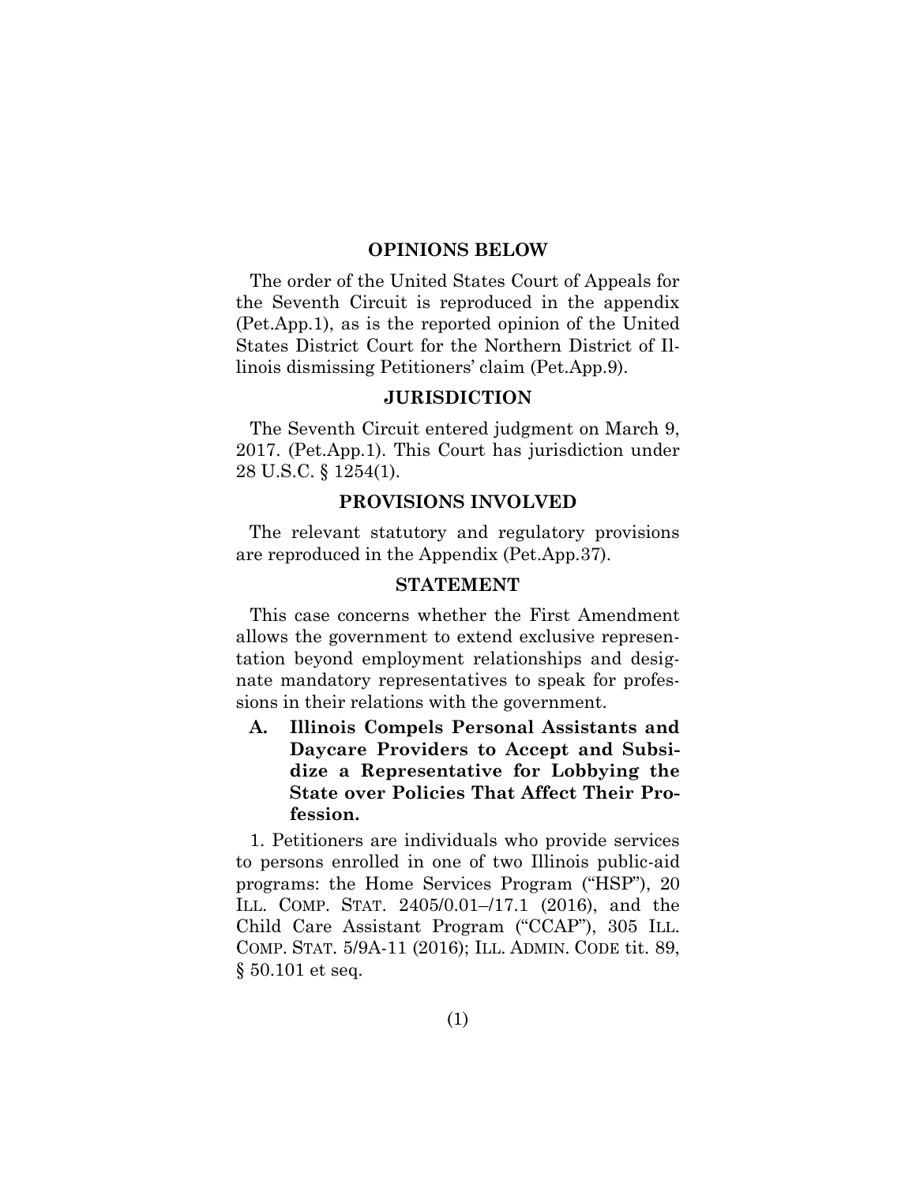## OPINIONS BELOW

The order of the United States Court of Appeals for the Seventh Circuit is reproduced in the appendix (Pet.App.1), as is the reported opinion of the United States District Court for the Northern District of Illinois dismissing Petitioners' claim (Pet.App.9).

## JURISDICTION

The Seventh Circuit entered judgment on March 9, 2017. (Pet.App.1). This Court has jurisdiction under 28 U.S.C. § 1254(1).

## PROVISIONS INVOLVED

The relevant statutory and regulatory provisions are reproduced in the Appendix (Pet.App.37).

## STATEMENT

This case concerns whether the First Amendment allows the government to extend exclusive representation beyond employment relationships and designate mandatory representatives to speak for professions in their relations with the government.

### A. Illinois Compels Personal Assistants and Daycare Providers to Accept and Subsidize a Representative for Lobbying the State over Policies That Affect Their Profession.

1. Petitioners are individuals who provide services to persons enrolled in one of two Illinois public-aid programs: the Home Services Program ("HSP"), 20 ILL. COMP. STAT. 2405/0.01–/17.1 (2016), and the Child Care Assistant Program ("CCAP"), 305 ILL. COMP. STAT. 5/9A-11 (2016); ILL. ADMIN. CODE tit. 89, § 50.101 et seq.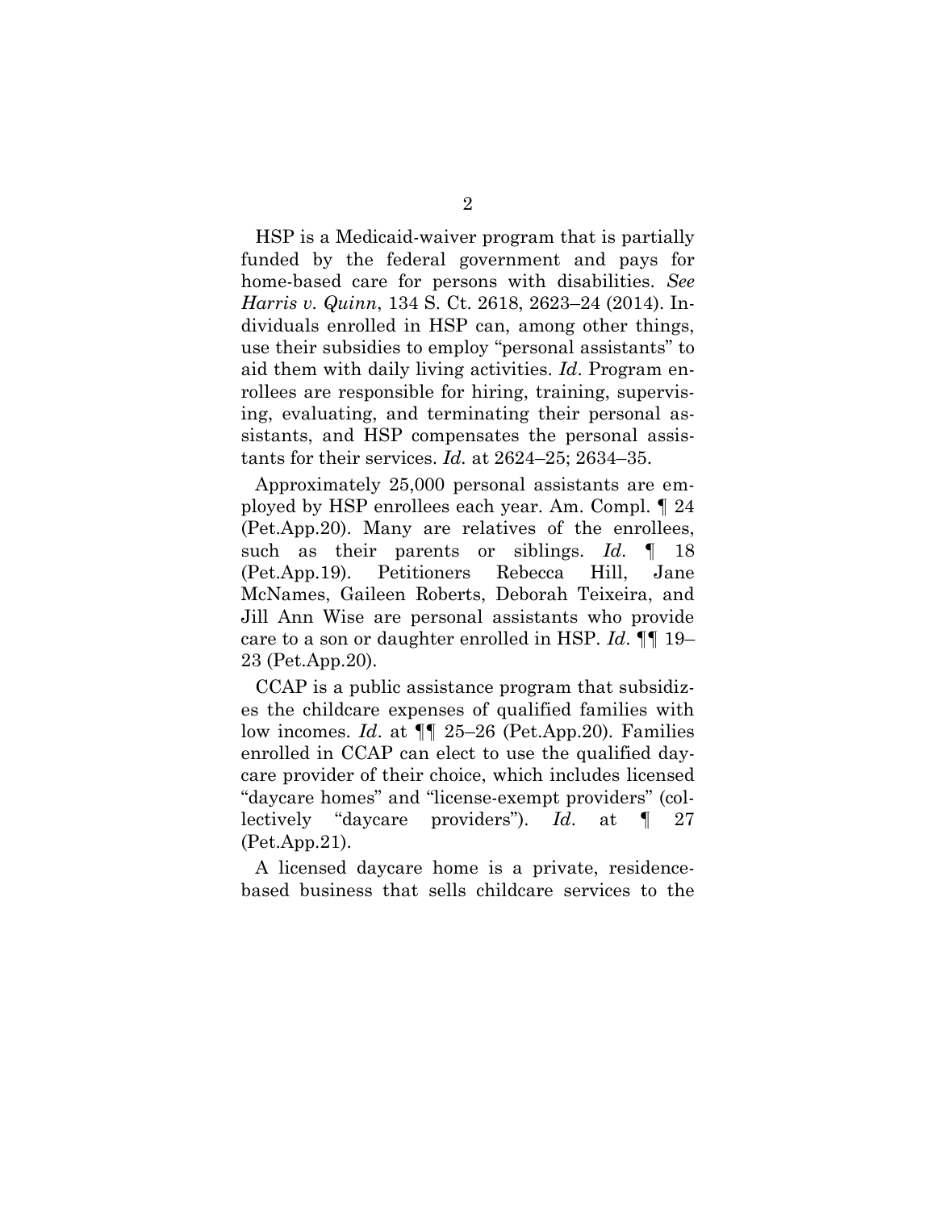HSP is a Medicaid-waiver program that is partially funded by the federal government and pays for home-based care for persons with disabilities. *See Harris v. Quinn*, 134 S. Ct. 2618, 2623–24 (2014). Individuals enrolled in HSP can, among other things, use their subsidies to employ "personal assistants" to aid them with daily living activities. *Id*. Program enrollees are responsible for hiring, training, supervising, evaluating, and terminating their personal assistants, and HSP compensates the personal assistants for their services. *Id.* at 2624–25; 2634–35.

Approximately 25,000 personal assistants are employed by HSP enrollees each year. Am. Compl. ¶ 24 (Pet.App.20). Many are relatives of the enrollees, such as their parents or siblings. *Id*. ¶ 18 (Pet.App.19). Petitioners Rebecca Hill, Jane McNames, Gaileen Roberts, Deborah Teixeira, and Jill Ann Wise are personal assistants who provide care to a son or daughter enrolled in HSP. *Id*. ¶¶ 19–23 (Pet.App.20).

CCAP is a public assistance program that subsidizes the childcare expenses of qualified families with low incomes. *Id*. at ¶¶ 25–26 (Pet.App.20). Families enrolled in CCAP can elect to use the qualified daycare provider of their choice, which includes licensed "daycare homes" and "license-exempt providers" (collectively "daycare providers"). *Id*. at ¶ 27 (Pet.App.21).

A licensed daycare home is a private, residence-based business that sells childcare services to the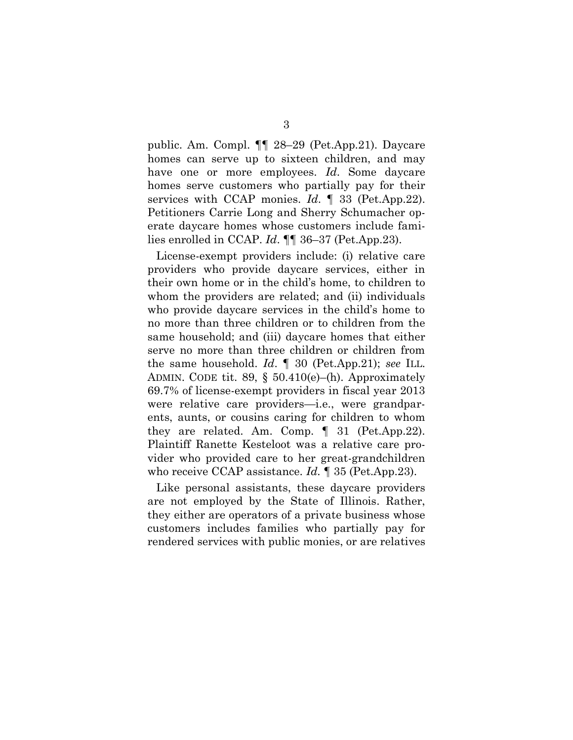public. Am. Compl. ¶¶ 28–29 (Pet.App.21). Daycare homes can serve up to sixteen children, and may have one or more employees. *Id*. Some daycare homes serve customers who partially pay for their services with CCAP monies. *Id*. ¶ 33 (Pet.App.22). Petitioners Carrie Long and Sherry Schumacher operate daycare homes whose customers include families enrolled in CCAP. *Id*. ¶¶ 36–37 (Pet.App.23).

License-exempt providers include: (i) relative care providers who provide daycare services, either in their own home or in the child's home, to children to whom the providers are related; and (ii) individuals who provide daycare services in the child's home to no more than three children or to children from the same household; and (iii) daycare homes that either serve no more than three children or children from the same household. *Id*. ¶ 30 (Pet.App.21); *see* ILL. ADMIN. CODE tit. 89, § 50.410(e)–(h). Approximately 69.7% of license-exempt providers in fiscal year 2013 were relative care providers—i.e., were grandparents, aunts, or cousins caring for children to whom they are related. Am. Comp. ¶ 31 (Pet.App.22). Plaintiff Ranette Kesteloot was a relative care provider who provided care to her great-grandchildren who receive CCAP assistance. *Id.* ¶ 35 (Pet.App.23).

Like personal assistants, these daycare providers are not employed by the State of Illinois. Rather, they either are operators of a private business whose customers includes families who partially pay for rendered services with public monies, or are relatives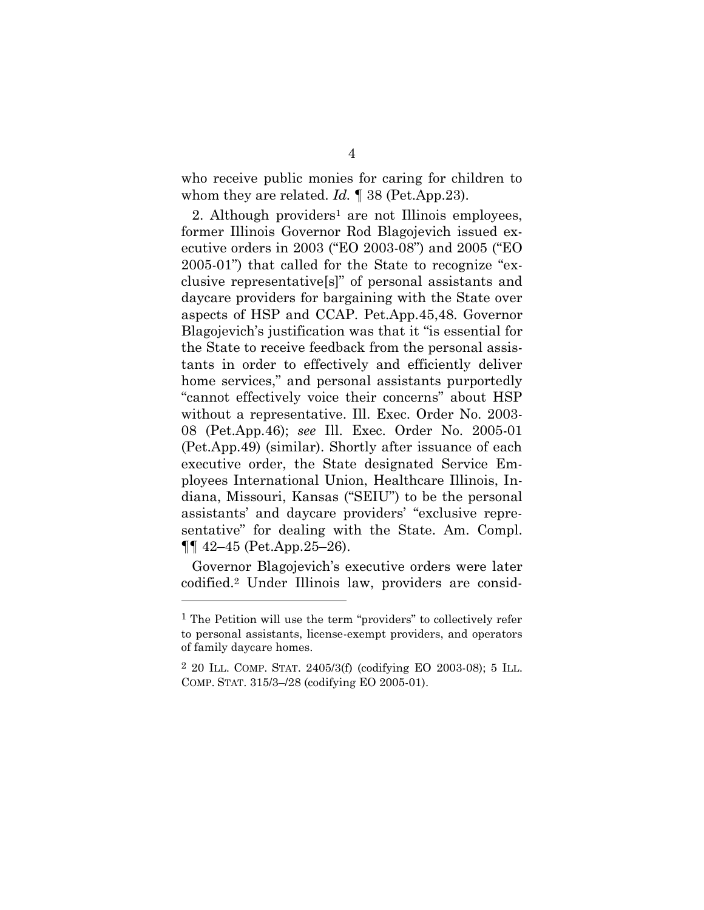who receive public monies for caring for children to whom they are related. *Id.* ¶ 38 (Pet.App.23).

2. Although providers[1] are not Illinois employees, former Illinois Governor Rod Blagojevich issued executive orders in 2003 ("EO 2003-08") and 2005 ("EO 2005-01") that called for the State to recognize "exclusive representative[s]" of personal assistants and daycare providers for bargaining with the State over aspects of HSP and CCAP. Pet.App.45,48. Governor Blagojevich's justification was that it "is essential for the State to receive feedback from the personal assistants in order to effectively and efficiently deliver home services," and personal assistants purportedly "cannot effectively voice their concerns" about HSP without a representative. Ill. Exec. Order No. 2003-08 (Pet.App.46); *see* Ill. Exec. Order No. 2005-01 (Pet.App.49) (similar). Shortly after issuance of each executive order, the State designated Service Employees International Union, Healthcare Illinois, Indiana, Missouri, Kansas ("SEIU") to be the personal assistants' and daycare providers' "exclusive representative" for dealing with the State. Am. Compl. ¶¶ 42–45 (Pet.App.25–26).

Governor Blagojevich's executive orders were later codified.[2] Under Illinois law, providers are consid-

---

[1] The Petition will use the term "providers" to collectively refer to personal assistants, license-exempt providers, and operators of family daycare homes.

[2] 20 ILL. COMP. STAT. 2405/3(f) (codifying EO 2003-08); 5 ILL. COMP. STAT. 315/3–/28 (codifying EO 2005-01).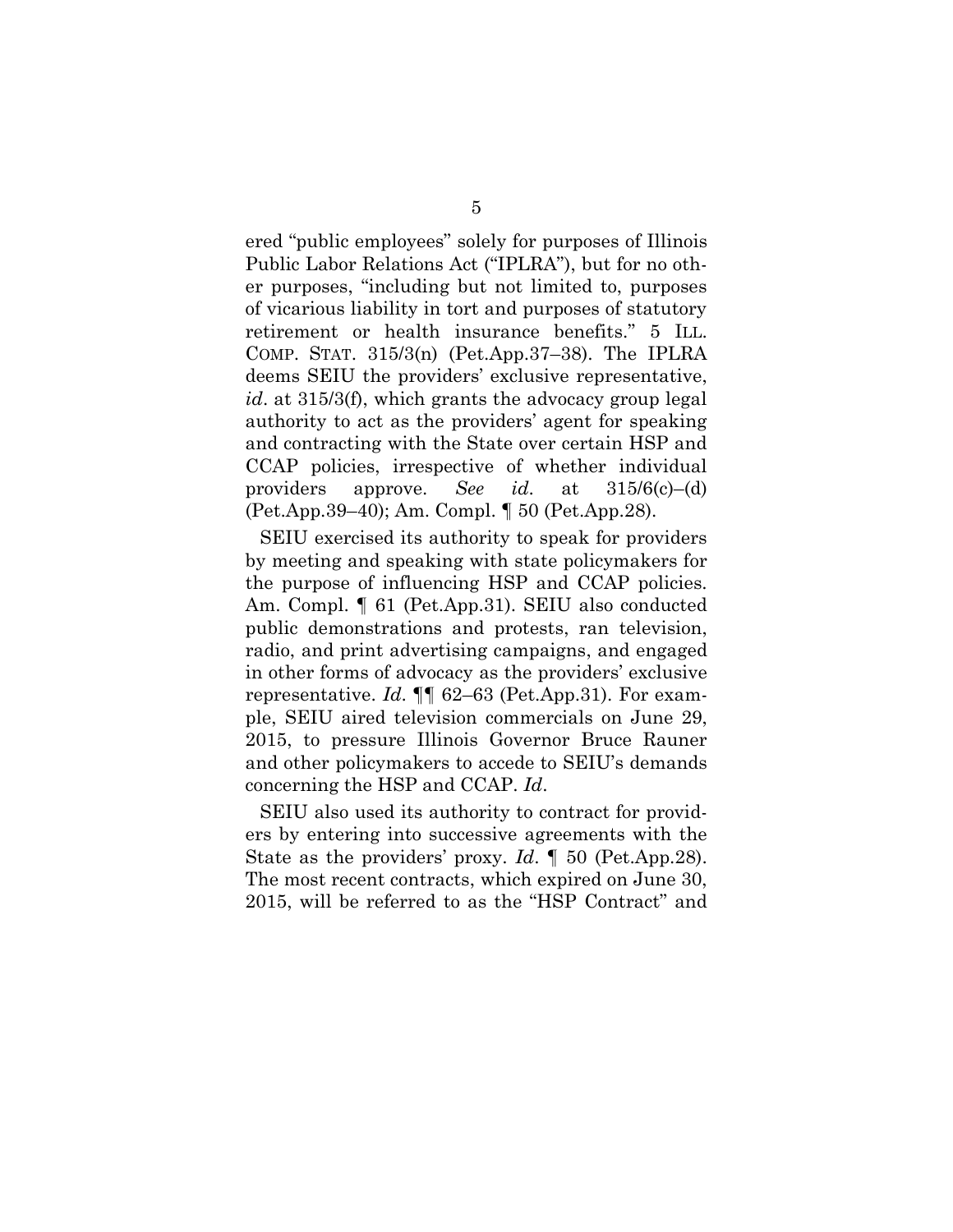ered "public employees" solely for purposes of Illinois Public Labor Relations Act ("IPLRA"), but for no other purposes, "including but not limited to, purposes of vicarious liability in tort and purposes of statutory retirement or health insurance benefits." 5 ILL. COMP. STAT. 315/3(n) (Pet.App.37–38). The IPLRA deems SEIU the providers' exclusive representative, *id*. at 315/3(f), which grants the advocacy group legal authority to act as the providers' agent for speaking and contracting with the State over certain HSP and CCAP policies, irrespective of whether individual providers approve. *See id*. at 315/6(c)–(d) (Pet.App.39–40); Am. Compl. ¶ 50 (Pet.App.28).

SEIU exercised its authority to speak for providers by meeting and speaking with state policymakers for the purpose of influencing HSP and CCAP policies. Am. Compl. ¶ 61 (Pet.App.31). SEIU also conducted public demonstrations and protests, ran television, radio, and print advertising campaigns, and engaged in other forms of advocacy as the providers' exclusive representative. *Id*. ¶¶ 62–63 (Pet.App.31). For example, SEIU aired television commercials on June 29, 2015, to pressure Illinois Governor Bruce Rauner and other policymakers to accede to SEIU's demands concerning the HSP and CCAP. *Id*.

SEIU also used its authority to contract for providers by entering into successive agreements with the State as the providers' proxy. *Id*. ¶ 50 (Pet.App.28). The most recent contracts, which expired on June 30, 2015, will be referred to as the "HSP Contract" and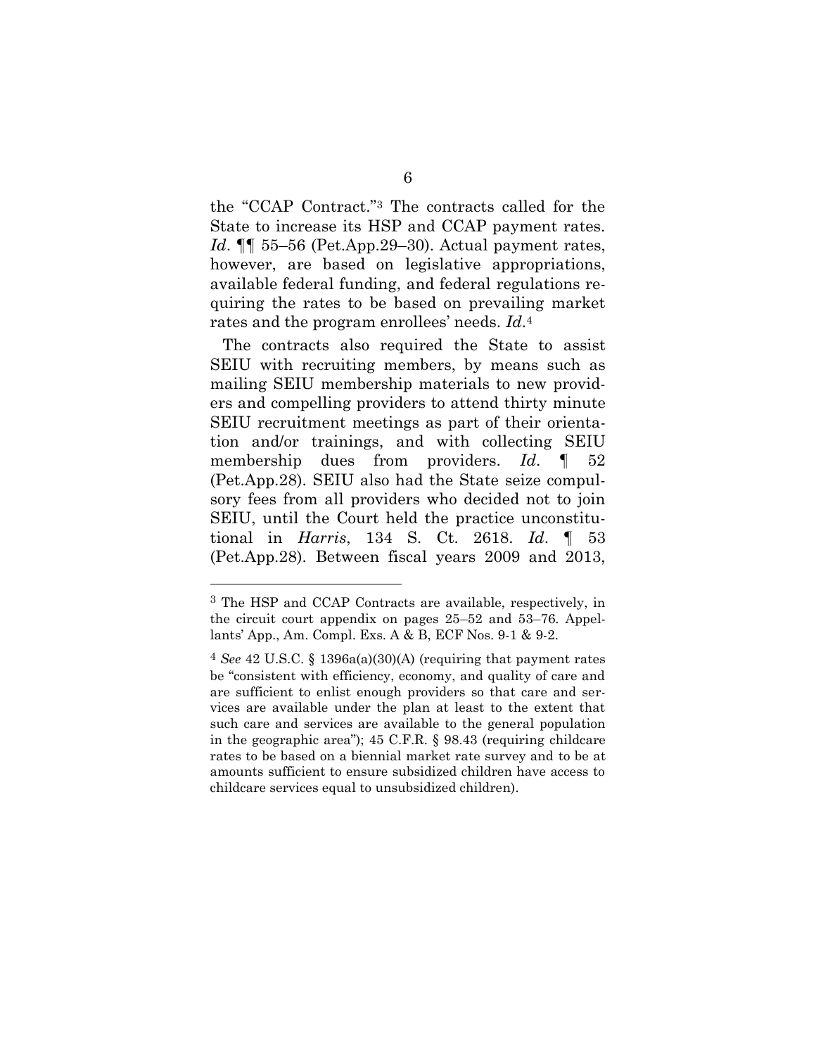the "CCAP Contract."[3] The contracts called for the State to increase its HSP and CCAP payment rates. *Id*. ¶¶ 55–56 (Pet.App.29–30). Actual payment rates, however, are based on legislative appropriations, available federal funding, and federal regulations requiring the rates to be based on prevailing market rates and the program enrollees' needs. *Id*.[4]

The contracts also required the State to assist SEIU with recruiting members, by means such as mailing SEIU membership materials to new providers and compelling providers to attend thirty minute SEIU recruitment meetings as part of their orientation and/or trainings, and with collecting SEIU membership dues from providers. *Id*. ¶ 52 (Pet.App.28). SEIU also had the State seize compulsory fees from all providers who decided not to join SEIU, until the Court held the practice unconstitutional in *Harris*, 134 S. Ct. 2618. *Id*. ¶ 53 (Pet.App.28). Between fiscal years 2009 and 2013,

---

[3] The HSP and CCAP Contracts are available, respectively, in the circuit court appendix on pages 25–52 and 53–76. Appellants' App., Am. Compl. Exs. A & B, ECF Nos. 9-1 & 9-2.

[4] *See* 42 U.S.C. § 1396a(a)(30)(A) (requiring that payment rates be "consistent with efficiency, economy, and quality of care and are sufficient to enlist enough providers so that care and services are available under the plan at least to the extent that such care and services are available to the general population in the geographic area"); 45 C.F.R. § 98.43 (requiring childcare rates to be based on a biennial market rate survey and to be at amounts sufficient to ensure subsidized children have access to childcare services equal to unsubsidized children).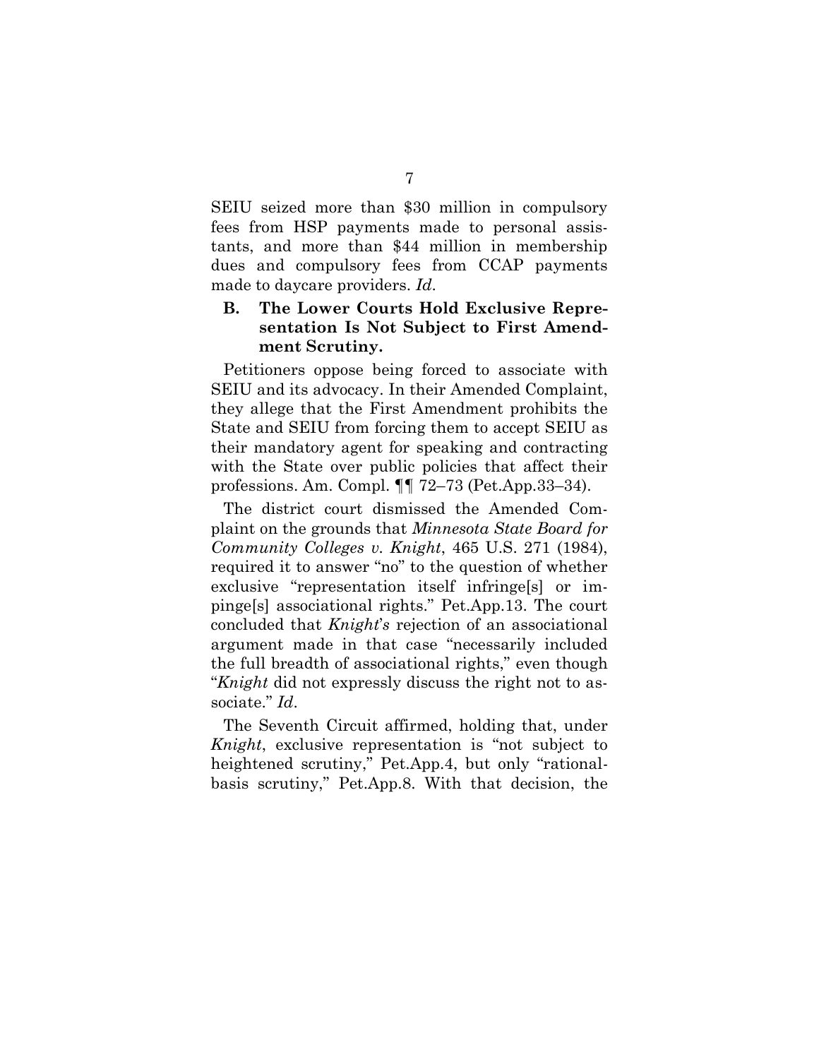SEIU seized more than $30 million in compulsory fees from HSP payments made to personal assistants, and more than $44 million in membership dues and compulsory fees from CCAP payments made to daycare providers. *Id*.

### B. The Lower Courts Hold Exclusive Representation Is Not Subject to First Amendment Scrutiny.

Petitioners oppose being forced to associate with SEIU and its advocacy. In their Amended Complaint, they allege that the First Amendment prohibits the State and SEIU from forcing them to accept SEIU as their mandatory agent for speaking and contracting with the State over public policies that affect their professions. Am. Compl. ¶¶ 72–73 (Pet.App.33–34).

The district court dismissed the Amended Complaint on the grounds that *Minnesota State Board for Community Colleges v. Knight*, 465 U.S. 271 (1984), required it to answer "no" to the question of whether exclusive "representation itself infringe[s] or impinge[s] associational rights." Pet.App.13. The court concluded that *Knight's* rejection of an associational argument made in that case "necessarily included the full breadth of associational rights," even though "*Knight* did not expressly discuss the right not to associate." *Id*.

The Seventh Circuit affirmed, holding that, under *Knight*, exclusive representation is "not subject to heightened scrutiny," Pet.App.4, but only "rational-basis scrutiny," Pet.App.8. With that decision, the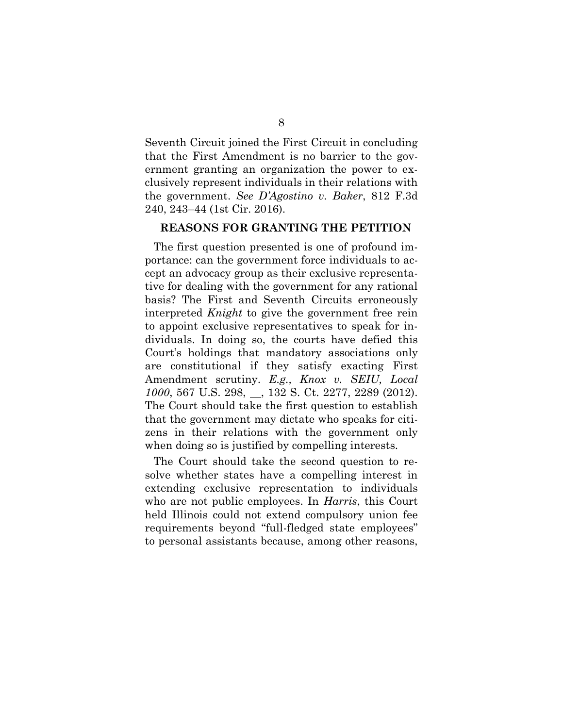Seventh Circuit joined the First Circuit in concluding that the First Amendment is no barrier to the government granting an organization the power to exclusively represent individuals in their relations with the government. *See D'Agostino v. Baker*, 812 F.3d 240, 243–44 (1st Cir. 2016).

## REASONS FOR GRANTING THE PETITION

The first question presented is one of profound importance: can the government force individuals to accept an advocacy group as their exclusive representative for dealing with the government for any rational basis? The First and Seventh Circuits erroneously interpreted *Knight* to give the government free rein to appoint exclusive representatives to speak for individuals. In doing so, the courts have defied this Court's holdings that mandatory associations only are constitutional if they satisfy exacting First Amendment scrutiny. *E.g., Knox v. SEIU, Local 1000*, 567 U.S. 298, __, 132 S. Ct. 2277, 2289 (2012). The Court should take the first question to establish that the government may dictate who speaks for citizens in their relations with the government only when doing so is justified by compelling interests.

The Court should take the second question to resolve whether states have a compelling interest in extending exclusive representation to individuals who are not public employees. In *Harris*, this Court held Illinois could not extend compulsory union fee requirements beyond "full-fledged state employees" to personal assistants because, among other reasons,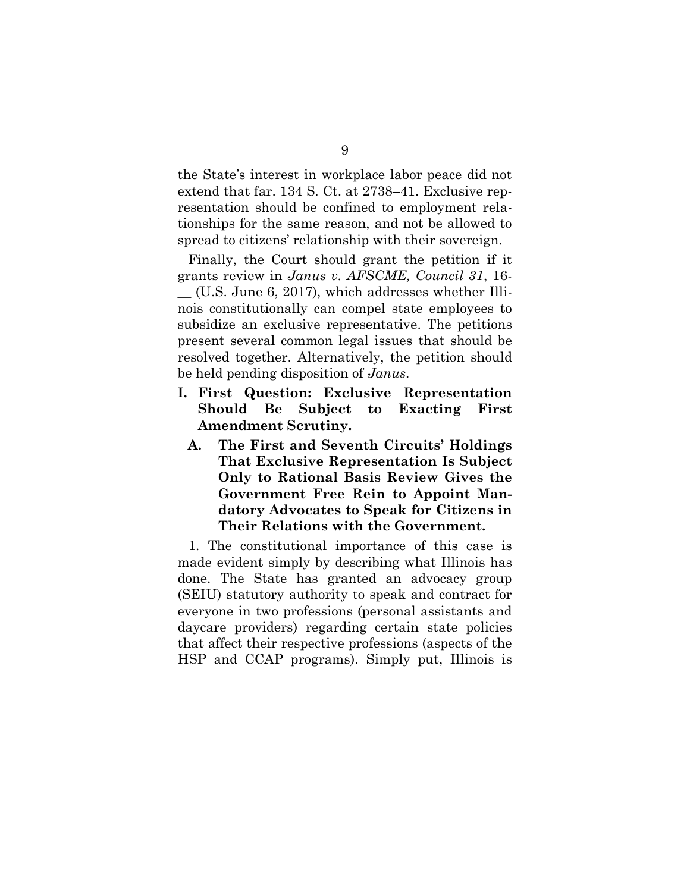the State's interest in workplace labor peace did not extend that far. 134 S. Ct. at 2738–41. Exclusive representation should be confined to employment relationships for the same reason, and not be allowed to spread to citizens' relationship with their sovereign.

Finally, the Court should grant the petition if it grants review in *Janus v. AFSCME, Council 31*, 16-__ (U.S. June 6, 2017), which addresses whether Illinois constitutionally can compel state employees to subsidize an exclusive representative. The petitions present several common legal issues that should be resolved together. Alternatively, the petition should be held pending disposition of *Janus*.

## I. First Question: Exclusive Representation Should Be Subject to Exacting First Amendment Scrutiny.

### A. The First and Seventh Circuits' Holdings That Exclusive Representation Is Subject Only to Rational Basis Review Gives the Government Free Rein to Appoint Mandatory Advocates to Speak for Citizens in Their Relations with the Government.

1. The constitutional importance of this case is made evident simply by describing what Illinois has done. The State has granted an advocacy group (SEIU) statutory authority to speak and contract for everyone in two professions (personal assistants and daycare providers) regarding certain state policies that affect their respective professions (aspects of the HSP and CCAP programs). Simply put, Illinois is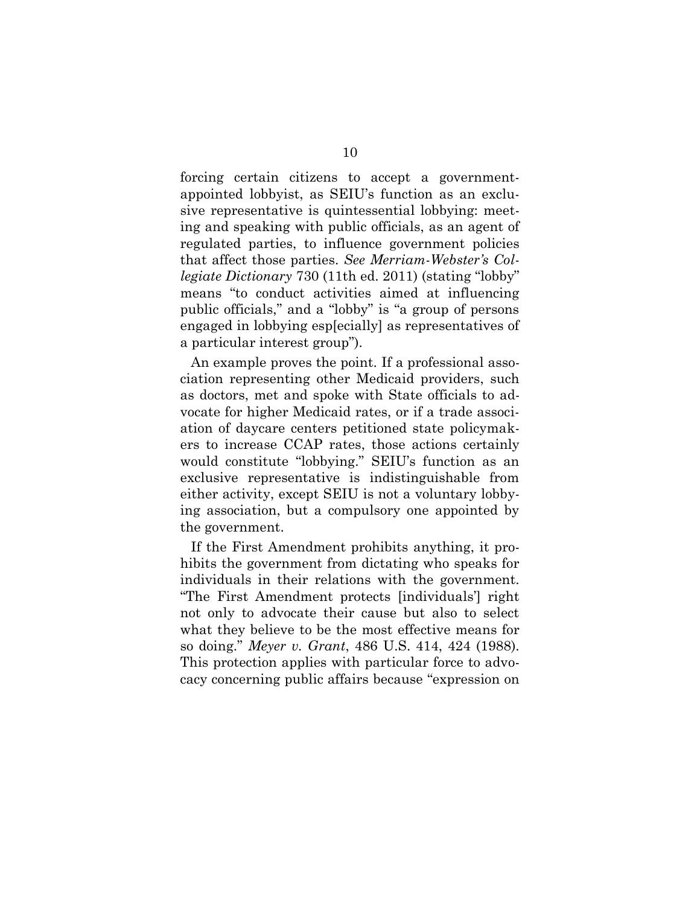forcing certain citizens to accept a government-appointed lobbyist, as SEIU's function as an exclusive representative is quintessential lobbying: meeting and speaking with public officials, as an agent of regulated parties, to influence government policies that affect those parties. *See Merriam-Webster's Collegiate Dictionary* 730 (11th ed. 2011) (stating "lobby" means "to conduct activities aimed at influencing public officials," and a "lobby" is "a group of persons engaged in lobbying esp[ecially] as representatives of a particular interest group").

An example proves the point. If a professional association representing other Medicaid providers, such as doctors, met and spoke with State officials to advocate for higher Medicaid rates, or if a trade association of daycare centers petitioned state policymakers to increase CCAP rates, those actions certainly would constitute "lobbying." SEIU's function as an exclusive representative is indistinguishable from either activity, except SEIU is not a voluntary lobbying association, but a compulsory one appointed by the government.

If the First Amendment prohibits anything, it prohibits the government from dictating who speaks for individuals in their relations with the government. "The First Amendment protects [individuals'] right not only to advocate their cause but also to select what they believe to be the most effective means for so doing." *Meyer v. Grant*, 486 U.S. 414, 424 (1988). This protection applies with particular force to advocacy concerning public affairs because "expression on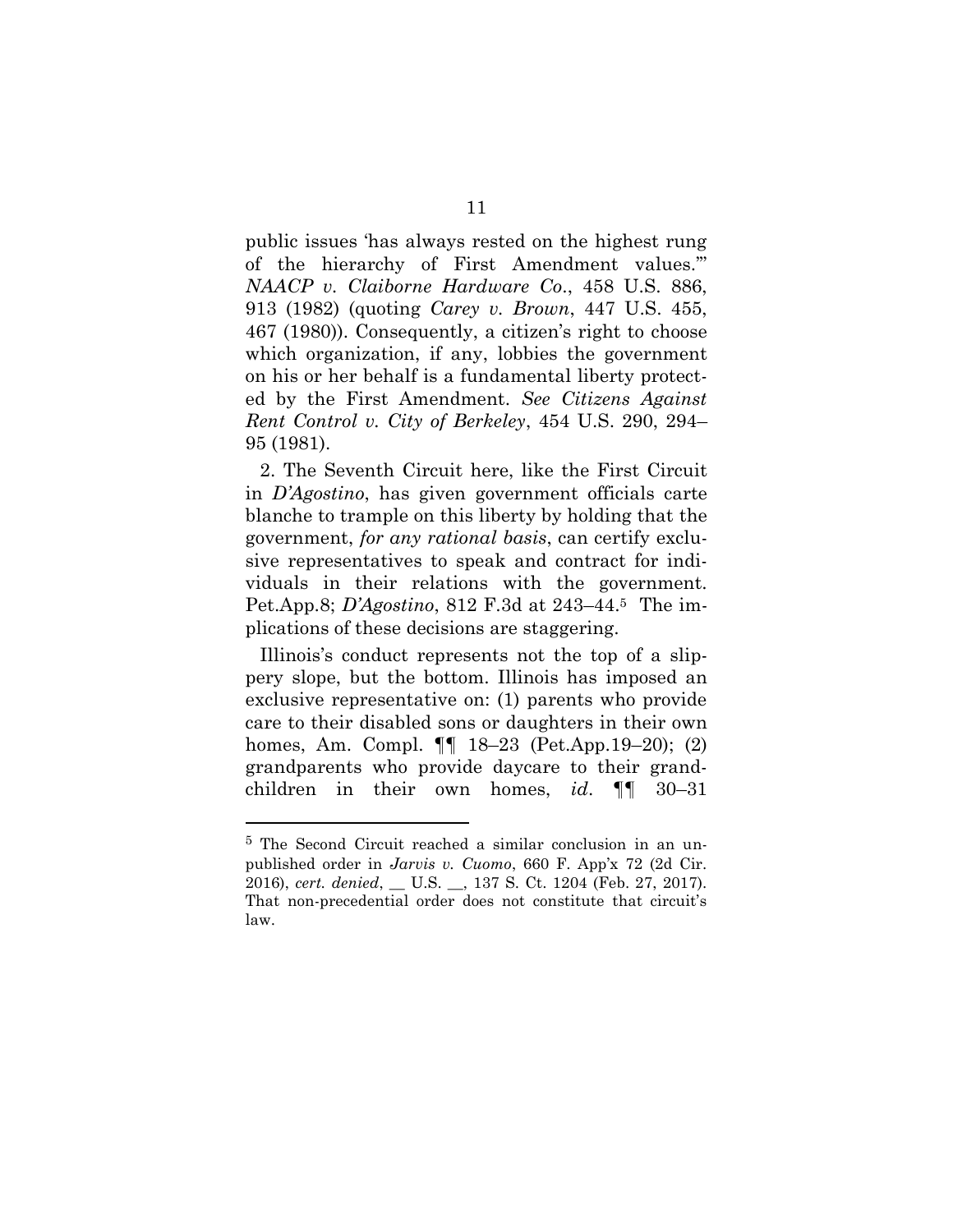public issues 'has always rested on the highest rung of the hierarchy of First Amendment values.'" *NAACP v. Claiborne Hardware Co*., 458 U.S. 886, 913 (1982) (quoting *Carey v. Brown*, 447 U.S. 455, 467 (1980)). Consequently, a citizen's right to choose which organization, if any, lobbies the government on his or her behalf is a fundamental liberty protected by the First Amendment. *See Citizens Against Rent Control v. City of Berkeley*, 454 U.S. 290, 294–95 (1981).

2. The Seventh Circuit here, like the First Circuit in *D'Agostino*, has given government officials carte blanche to trample on this liberty by holding that the government, *for any rational basis*, can certify exclusive representatives to speak and contract for individuals in their relations with the government. Pet.App.8; *D'Agostino*, 812 F.3d at 243–44.[5] The implications of these decisions are staggering.

Illinois's conduct represents not the top of a slippery slope, but the bottom. Illinois has imposed an exclusive representative on: (1) parents who provide care to their disabled sons or daughters in their own homes, Am. Compl. ¶¶ 18–23 (Pet.App.19–20); (2) grandparents who provide daycare to their grandchildren in their own homes, *id*. ¶¶ 30–31

[5] The Second Circuit reached a similar conclusion in an unpublished order in *Jarvis v. Cuomo*, 660 F. App'x 72 (2d Cir. 2016), *cert. denied*, __ U.S. __, 137 S. Ct. 1204 (Feb. 27, 2017). That non-precedential order does not constitute that circuit's law.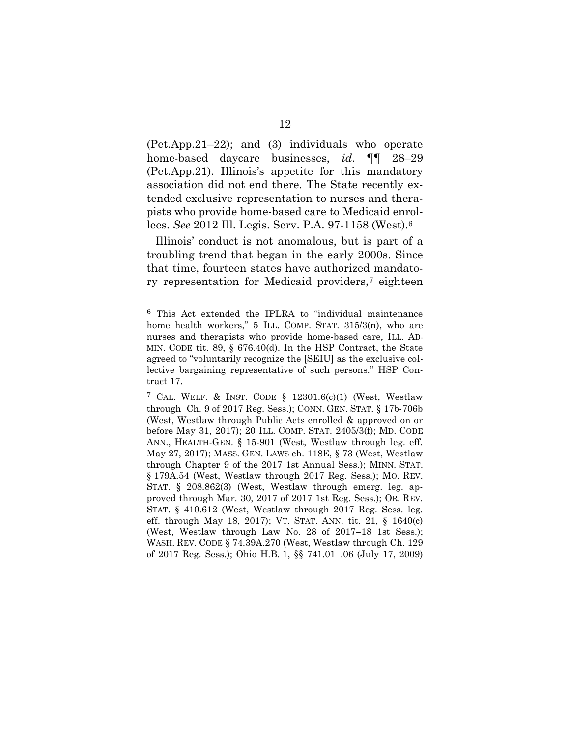(Pet.App.21–22); and (3) individuals who operate home-based daycare businesses, *id*. ¶¶ 28–29 (Pet.App.21). Illinois's appetite for this mandatory association did not end there. The State recently extended exclusive representation to nurses and therapists who provide home-based care to Medicaid enrollees. *See* 2012 Ill. Legis. Serv. P.A. 97-1158 (West).[6]

Illinois' conduct is not anomalous, but is part of a troubling trend that began in the early 2000s. Since that time, fourteen states have authorized mandatory representation for Medicaid providers,[7] eighteen

---

[6] This Act extended the IPLRA to "individual maintenance home health workers," 5 ILL. COMP. STAT. 315/3(n), who are nurses and therapists who provide home-based care, ILL. ADMIN. CODE tit. 89, § 676.40(d). In the HSP Contract, the State agreed to "voluntarily recognize the [SEIU] as the exclusive collective bargaining representative of such persons." HSP Contract 17.

[7] CAL. WELF. & INST. CODE § 12301.6(c)(1) (West, Westlaw through Ch. 9 of 2017 Reg. Sess.); CONN. GEN. STAT. § 17b-706b (West, Westlaw through Public Acts enrolled & approved on or before May 31, 2017); 20 ILL. COMP. STAT. 2405/3(f); MD. CODE ANN., HEALTH-GEN. § 15-901 (West, Westlaw through leg. eff. May 27, 2017); MASS. GEN. LAWS ch. 118E, § 73 (West, Westlaw through Chapter 9 of the 2017 1st Annual Sess.); MINN. STAT. § 179A.54 (West, Westlaw through 2017 Reg. Sess.); MO. REV. STAT. § 208.862(3) (West, Westlaw through emerg. leg. approved through Mar. 30, 2017 of 2017 1st Reg. Sess.); OR. REV. STAT. § 410.612 (West, Westlaw through 2017 Reg. Sess. leg. eff. through May 18, 2017); VT. STAT. ANN. tit. 21, § 1640(c) (West, Westlaw through Law No. 28 of 2017–18 1st Sess.); WASH. REV. CODE § 74.39A.270 (West, Westlaw through Ch. 129 of 2017 Reg. Sess.); Ohio H.B. 1, §§ 741.01–.06 (July 17, 2009)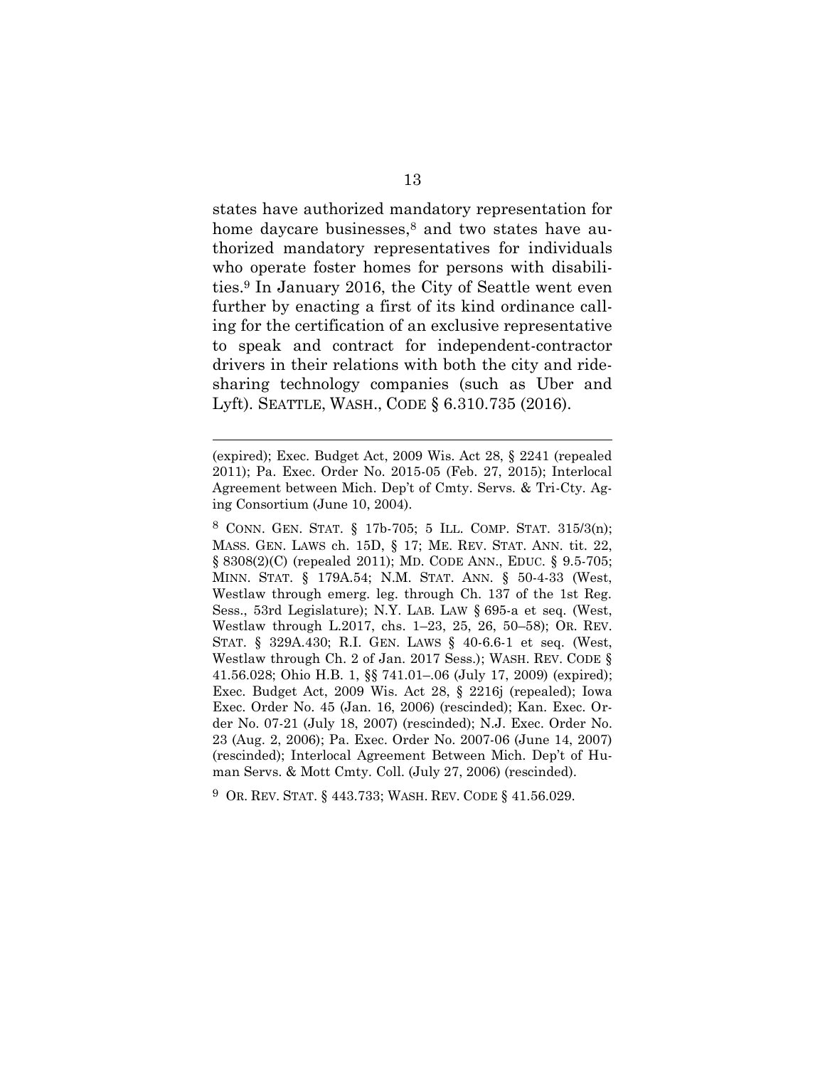states have authorized mandatory representation for home daycare businesses,[8] and two states have authorized mandatory representatives for individuals who operate foster homes for persons with disabilities.[9] In January 2016, the City of Seattle went even further by enacting a first of its kind ordinance calling for the certification of an exclusive representative to speak and contract for independent-contractor drivers in their relations with both the city and ride-sharing technology companies (such as Uber and Lyft). SEATTLE, WASH., CODE § 6.310.735 (2016).

---

(expired); Exec. Budget Act, 2009 Wis. Act 28, § 2241 (repealed 2011); Pa. Exec. Order No. 2015-05 (Feb. 27, 2015); Interlocal Agreement between Mich. Dep't of Cmty. Servs. & Tri-Cty. Aging Consortium (June 10, 2004).

[8] CONN. GEN. STAT. § 17b-705; 5 ILL. COMP. STAT. 315/3(n); MASS. GEN. LAWS ch. 15D, § 17; ME. REV. STAT. ANN. tit. 22, § 8308(2)(C) (repealed 2011); MD. CODE ANN., EDUC. § 9.5-705; MINN. STAT. § 179A.54; N.M. STAT. ANN. § 50-4-33 (West, Westlaw through emerg. leg. through Ch. 137 of the 1st Reg. Sess., 53rd Legislature); N.Y. LAB. LAW § 695-a et seq. (West, Westlaw through L.2017, chs. 1–23, 25, 26, 50–58); OR. REV. STAT. § 329A.430; R.I. GEN. LAWS § 40-6.6-1 et seq. (West, Westlaw through Ch. 2 of Jan. 2017 Sess.); WASH. REV. CODE § 41.56.028; Ohio H.B. 1, §§ 741.01–.06 (July 17, 2009) (expired); Exec. Budget Act, 2009 Wis. Act 28, § 2216j (repealed); Iowa Exec. Order No. 45 (Jan. 16, 2006) (rescinded); Kan. Exec. Order No. 07-21 (July 18, 2007) (rescinded); N.J. Exec. Order No. 23 (Aug. 2, 2006); Pa. Exec. Order No. 2007-06 (June 14, 2007) (rescinded); Interlocal Agreement Between Mich. Dep't of Human Servs. & Mott Cmty. Coll. (July 27, 2006) (rescinded).

[9] OR. REV. STAT. § 443.733; WASH. REV. CODE § 41.56.029.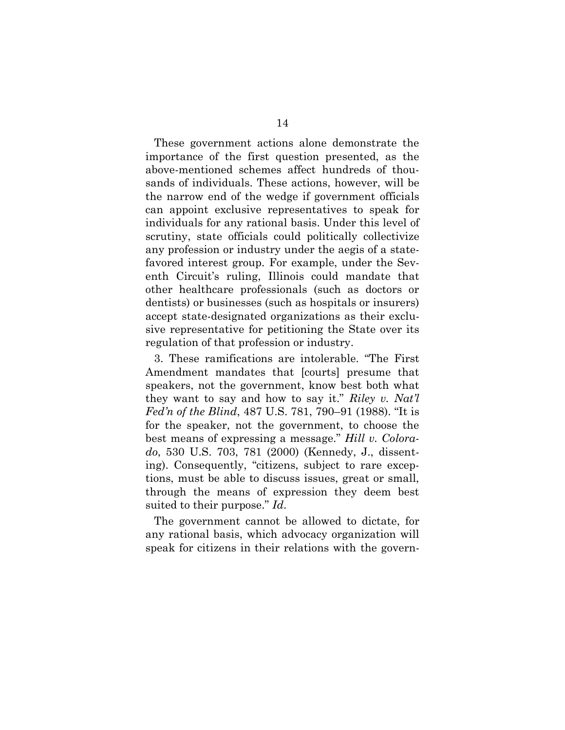These government actions alone demonstrate the importance of the first question presented, as the above-mentioned schemes affect hundreds of thousands of individuals. These actions, however, will be the narrow end of the wedge if government officials can appoint exclusive representatives to speak for individuals for any rational basis. Under this level of scrutiny, state officials could politically collectivize any profession or industry under the aegis of a state-favored interest group. For example, under the Seventh Circuit's ruling, Illinois could mandate that other healthcare professionals (such as doctors or dentists) or businesses (such as hospitals or insurers) accept state-designated organizations as their exclusive representative for petitioning the State over its regulation of that profession or industry.

3. These ramifications are intolerable. "The First Amendment mandates that [courts] presume that speakers, not the government, know best both what they want to say and how to say it." *Riley v. Nat'l Fed'n of the Blind*, 487 U.S. 781, 790–91 (1988). "It is for the speaker, not the government, to choose the best means of expressing a message." *Hill v. Colorado*, 530 U.S. 703, 781 (2000) (Kennedy, J., dissenting). Consequently, "citizens, subject to rare exceptions, must be able to discuss issues, great or small, through the means of expression they deem best suited to their purpose." *Id*.

The government cannot be allowed to dictate, for any rational basis, which advocacy organization will speak for citizens in their relations with the govern-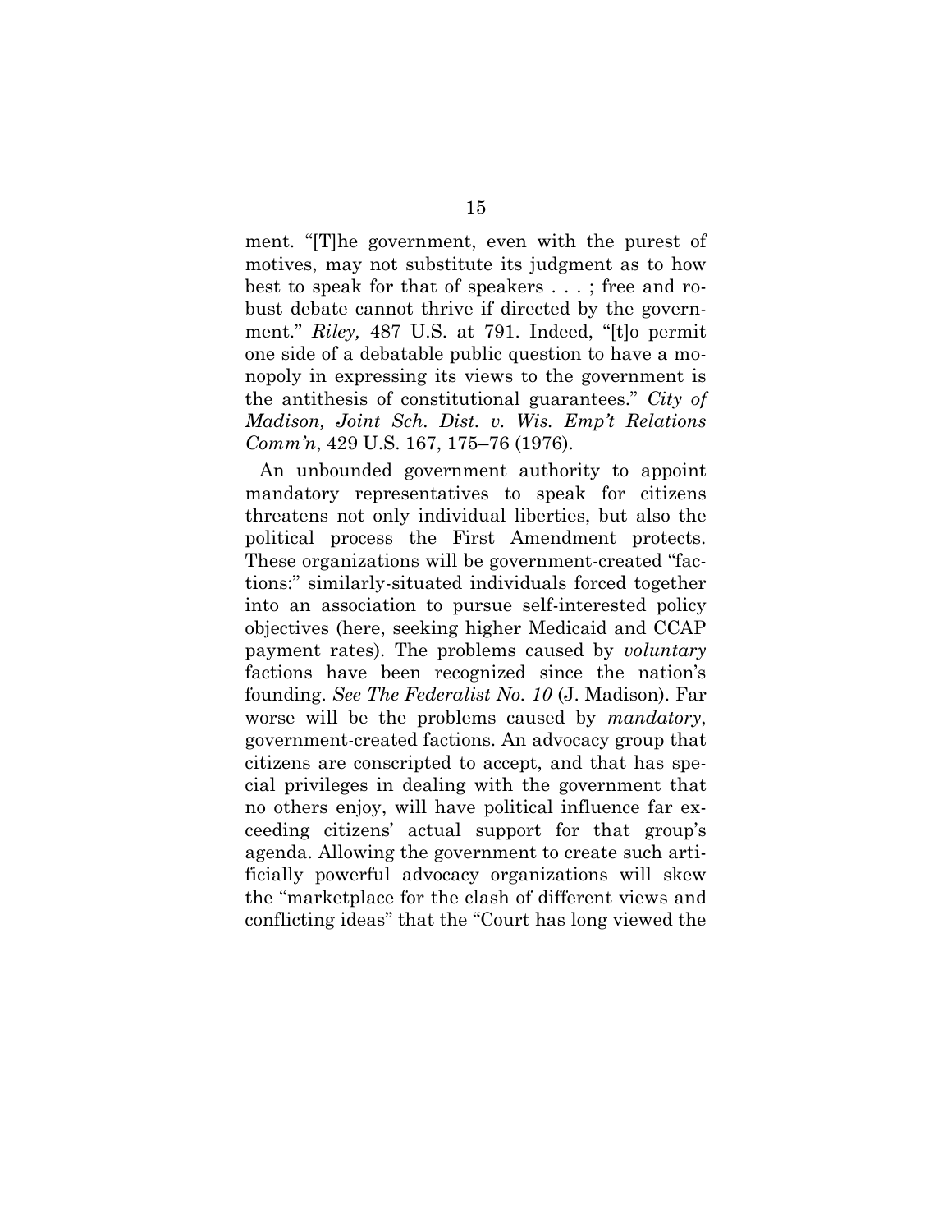ment. "[T]he government, even with the purest of motives, may not substitute its judgment as to how best to speak for that of speakers . . . ; free and robust debate cannot thrive if directed by the government." *Riley,* 487 U.S. at 791. Indeed, "[t]o permit one side of a debatable public question to have a monopoly in expressing its views to the government is the antithesis of constitutional guarantees." *City of Madison, Joint Sch. Dist. v. Wis. Emp't Relations Comm'n*, 429 U.S. 167, 175–76 (1976).

An unbounded government authority to appoint mandatory representatives to speak for citizens threatens not only individual liberties, but also the political process the First Amendment protects. These organizations will be government-created "factions:" similarly-situated individuals forced together into an association to pursue self-interested policy objectives (here, seeking higher Medicaid and CCAP payment rates). The problems caused by *voluntary* factions have been recognized since the nation's founding. *See The Federalist No. 10* (J. Madison). Far worse will be the problems caused by *mandatory*, government-created factions. An advocacy group that citizens are conscripted to accept, and that has special privileges in dealing with the government that no others enjoy, will have political influence far exceeding citizens' actual support for that group's agenda. Allowing the government to create such artificially powerful advocacy organizations will skew the "marketplace for the clash of different views and conflicting ideas" that the "Court has long viewed the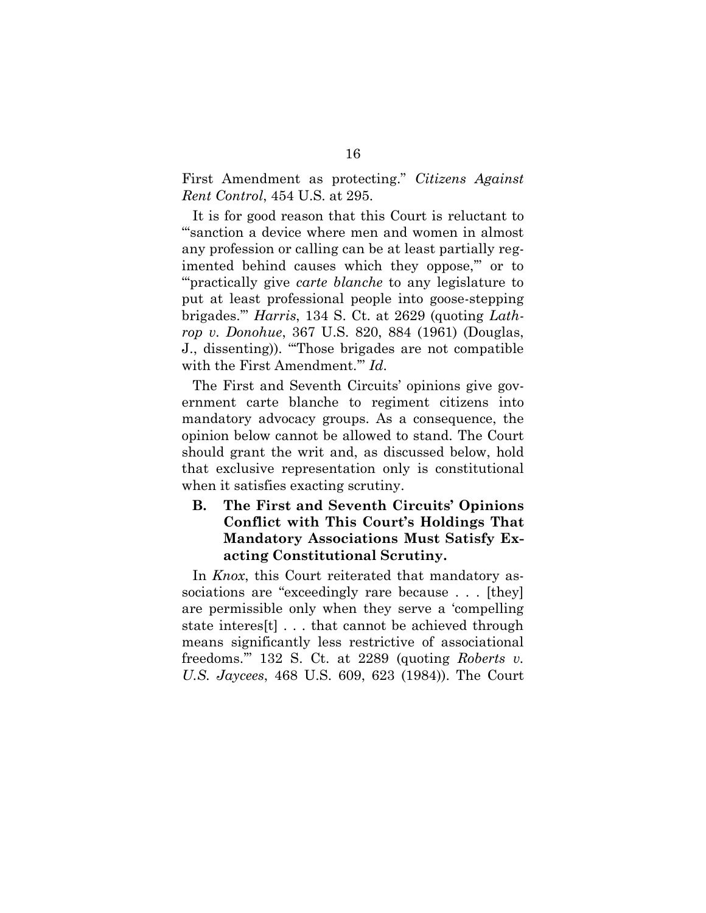First Amendment as protecting." *Citizens Against Rent Control*, 454 U.S. at 295.

It is for good reason that this Court is reluctant to "'sanction a device where men and women in almost any profession or calling can be at least partially regimented behind causes which they oppose,'" or to "'practically give *carte blanche* to any legislature to put at least professional people into goose-stepping brigades.'" *Harris*, 134 S. Ct. at 2629 (quoting *Lathrop v. Donohue*, 367 U.S. 820, 884 (1961) (Douglas, J., dissenting)). "'Those brigades are not compatible with the First Amendment.'" *Id*.

The First and Seventh Circuits' opinions give government carte blanche to regiment citizens into mandatory advocacy groups. As a consequence, the opinion below cannot be allowed to stand. The Court should grant the writ and, as discussed below, hold that exclusive representation only is constitutional when it satisfies exacting scrutiny.

### B. The First and Seventh Circuits' Opinions Conflict with This Court's Holdings That Mandatory Associations Must Satisfy Exacting Constitutional Scrutiny.

In *Knox*, this Court reiterated that mandatory associations are "exceedingly rare because . . . [they] are permissible only when they serve a 'compelling state interes[t] . . . that cannot be achieved through means significantly less restrictive of associational freedoms.'" 132 S. Ct. at 2289 (quoting *Roberts v. U.S. Jaycees*, 468 U.S. 609, 623 (1984)). The Court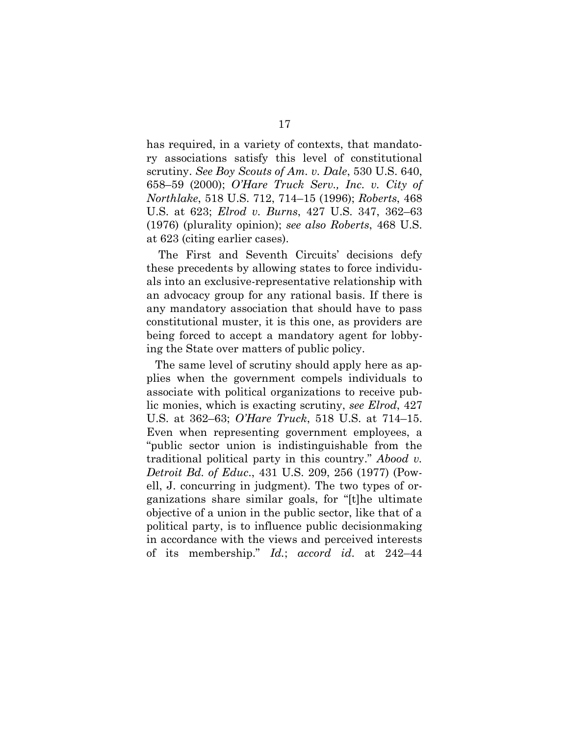has required, in a variety of contexts, that mandatory associations satisfy this level of constitutional scrutiny. *See Boy Scouts of Am. v. Dale*, 530 U.S. 640, 658–59 (2000); *O'Hare Truck Serv., Inc. v. City of Northlake*, 518 U.S. 712, 714–15 (1996); *Roberts*, 468 U.S. at 623; *Elrod v. Burns*, 427 U.S. 347, 362–63 (1976) (plurality opinion); *see also Roberts*, 468 U.S. at 623 (citing earlier cases).

The First and Seventh Circuits' decisions defy these precedents by allowing states to force individuals into an exclusive-representative relationship with an advocacy group for any rational basis. If there is any mandatory association that should have to pass constitutional muster, it is this one, as providers are being forced to accept a mandatory agent for lobbying the State over matters of public policy.

The same level of scrutiny should apply here as applies when the government compels individuals to associate with political organizations to receive public monies, which is exacting scrutiny, *see Elrod*, 427 U.S. at 362–63; *O'Hare Truck*, 518 U.S. at 714–15. Even when representing government employees, a "public sector union is indistinguishable from the traditional political party in this country." *Abood v. Detroit Bd. of Educ.*, 431 U.S. 209, 256 (1977) (Powell, J. concurring in judgment). The two types of organizations share similar goals, for "[t]he ultimate objective of a union in the public sector, like that of a political party, is to influence public decisionmaking in accordance with the views and perceived interests of its membership." *Id.*; *accord id.* at 242–44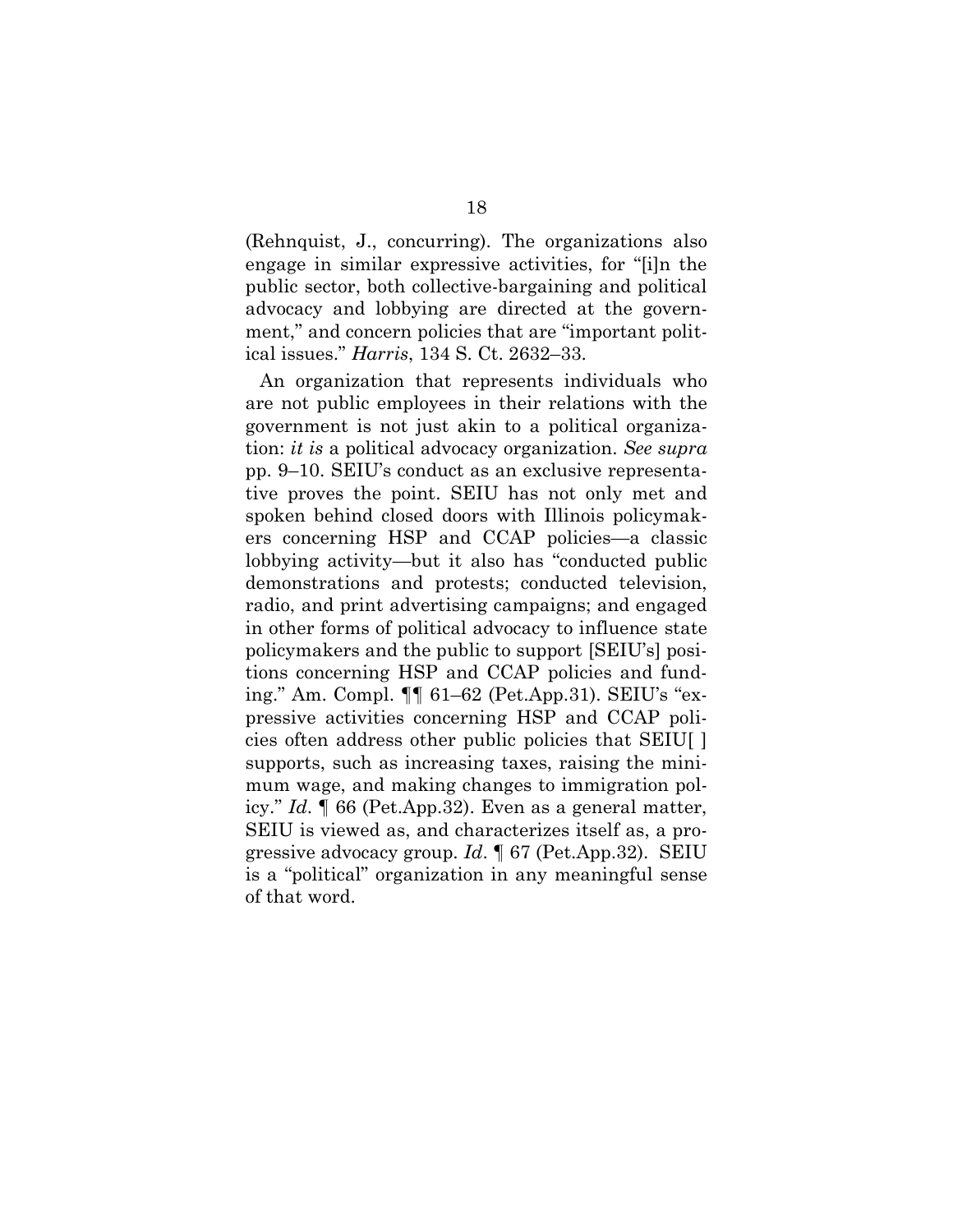(Rehnquist, J., concurring). The organizations also engage in similar expressive activities, for "[i]n the public sector, both collective-bargaining and political advocacy and lobbying are directed at the government," and concern policies that are "important political issues." *Harris*, 134 S. Ct. 2632–33.

An organization that represents individuals who are not public employees in their relations with the government is not just akin to a political organization: *it is* a political advocacy organization. *See supra* pp. 9–10. SEIU's conduct as an exclusive representative proves the point. SEIU has not only met and spoken behind closed doors with Illinois policymakers concerning HSP and CCAP policies—a classic lobbying activity—but it also has "conducted public demonstrations and protests; conducted television, radio, and print advertising campaigns; and engaged in other forms of political advocacy to influence state policymakers and the public to support [SEIU's] positions concerning HSP and CCAP policies and funding." Am. Compl. ¶¶ 61–62 (Pet.App.31). SEIU's "expressive activities concerning HSP and CCAP policies often address other public policies that SEIU[ ] supports, such as increasing taxes, raising the minimum wage, and making changes to immigration policy." *Id.* ¶ 66 (Pet.App.32). Even as a general matter, SEIU is viewed as, and characterizes itself as, a progressive advocacy group. *Id.* ¶ 67 (Pet.App.32). SEIU is a "political" organization in any meaningful sense of that word.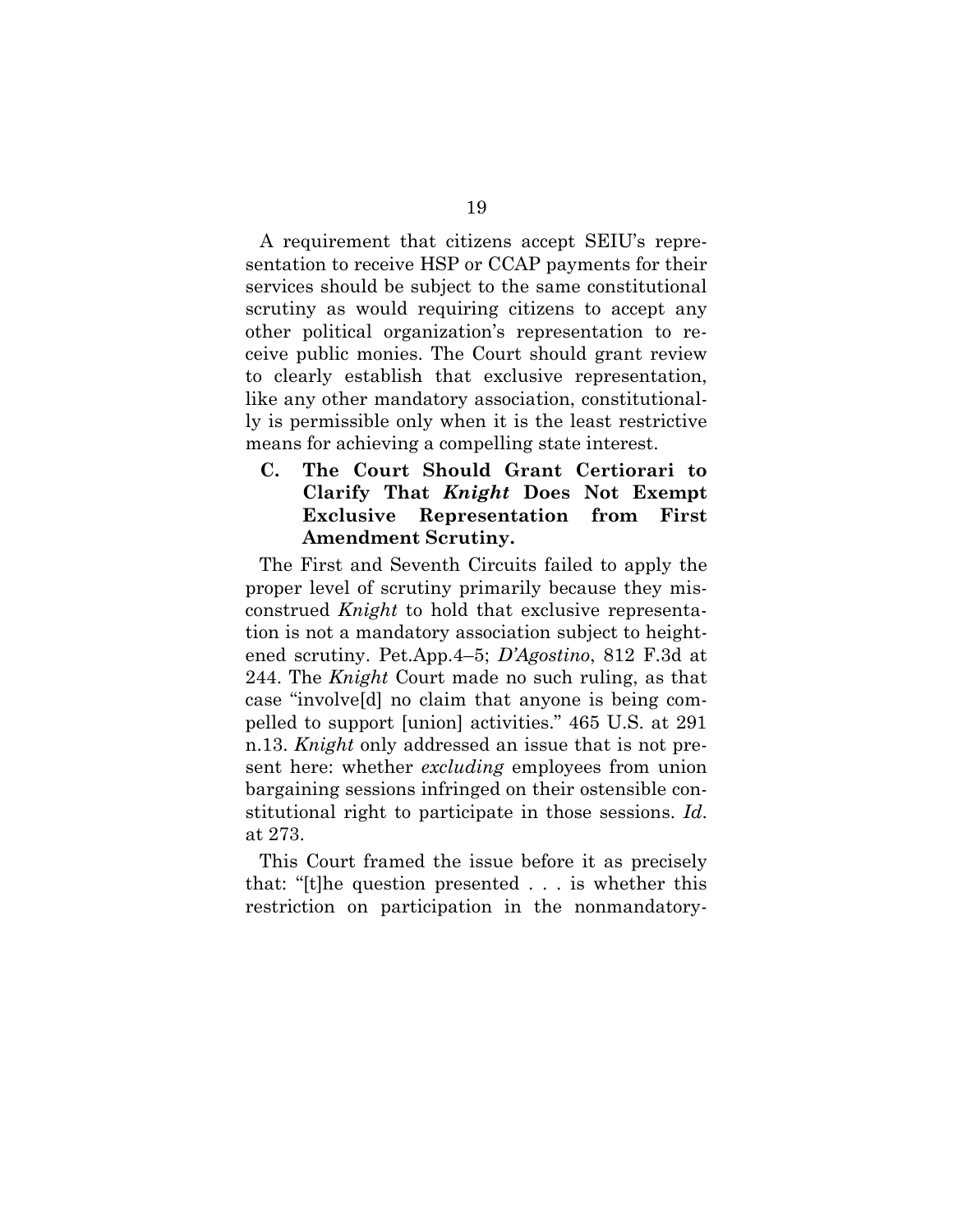A requirement that citizens accept SEIU's representation to receive HSP or CCAP payments for their services should be subject to the same constitutional scrutiny as would requiring citizens to accept any other political organization's representation to receive public monies. The Court should grant review to clearly establish that exclusive representation, like any other mandatory association, constitutionally is permissible only when it is the least restrictive means for achieving a compelling state interest.

### C. The Court Should Grant Certiorari to Clarify That *Knight* Does Not Exempt Exclusive Representation from First Amendment Scrutiny.

The First and Seventh Circuits failed to apply the proper level of scrutiny primarily because they misconstrued *Knight* to hold that exclusive representation is not a mandatory association subject to heightened scrutiny. Pet.App.4–5; *D'Agostino*, 812 F.3d at 244. The *Knight* Court made no such ruling, as that case "involve[d] no claim that anyone is being compelled to support [union] activities." 465 U.S. at 291 n.13. *Knight* only addressed an issue that is not present here: whether *excluding* employees from union bargaining sessions infringed on their ostensible constitutional right to participate in those sessions. *Id*. at 273.

This Court framed the issue before it as precisely that: "[t]he question presented . . . is whether this restriction on participation in the nonmandatory-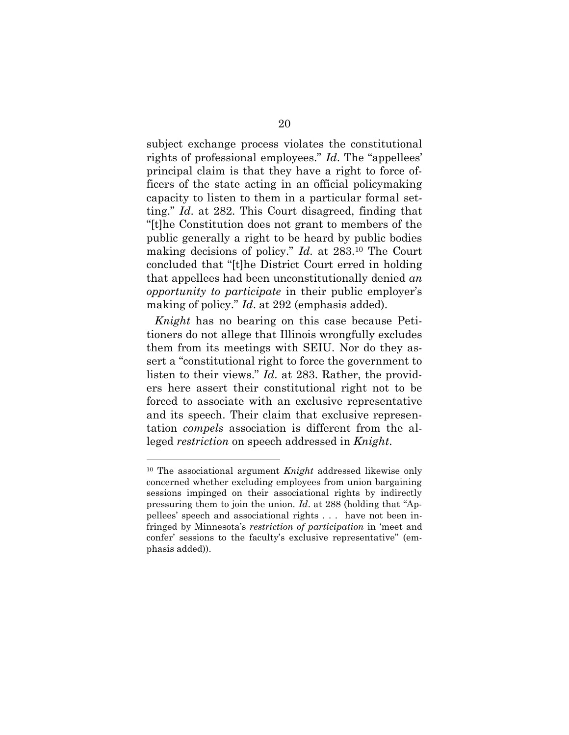subject exchange process violates the constitutional rights of professional employees." *Id.* The "appellees' principal claim is that they have a right to force officers of the state acting in an official policymaking capacity to listen to them in a particular formal setting." *Id.* at 282. This Court disagreed, finding that "[t]he Constitution does not grant to members of the public generally a right to be heard by public bodies making decisions of policy." *Id.* at 283.[10] The Court concluded that "[t]he District Court erred in holding that appellees had been unconstitutionally denied *an opportunity to participate* in their public employer's making of policy." *Id*. at 292 (emphasis added).

*Knight* has no bearing on this case because Petitioners do not allege that Illinois wrongfully excludes them from its meetings with SEIU. Nor do they assert a "constitutional right to force the government to listen to their views." *Id.* at 283. Rather, the providers here assert their constitutional right not to be forced to associate with an exclusive representative and its speech. Their claim that exclusive representation *compels* association is different from the alleged *restriction* on speech addressed in *Knight*.

---

[10] The associational argument *Knight* addressed likewise only concerned whether excluding employees from union bargaining sessions impinged on their associational rights by indirectly pressuring them to join the union. *Id*. at 288 (holding that "Appellees' speech and associational rights . . . have not been infringed by Minnesota's *restriction of participation* in 'meet and confer' sessions to the faculty's exclusive representative" (emphasis added)).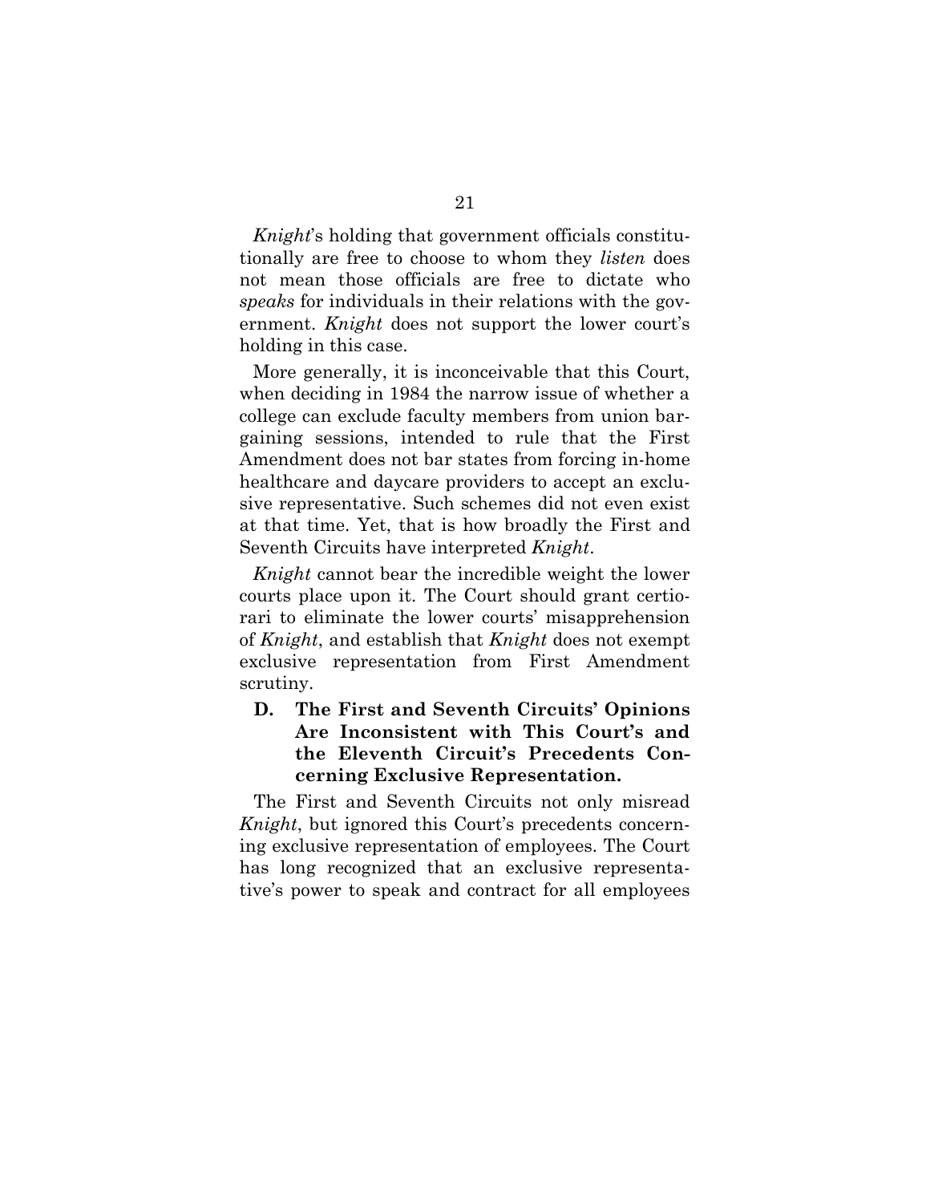*Knight*'s holding that government officials constitutionally are free to choose to whom they *listen* does not mean those officials are free to dictate who *speaks* for individuals in their relations with the government. *Knight* does not support the lower court's holding in this case.

More generally, it is inconceivable that this Court, when deciding in 1984 the narrow issue of whether a college can exclude faculty members from union bargaining sessions, intended to rule that the First Amendment does not bar states from forcing in-home healthcare and daycare providers to accept an exclusive representative. Such schemes did not even exist at that time. Yet, that is how broadly the First and Seventh Circuits have interpreted *Knight*.

*Knight* cannot bear the incredible weight the lower courts place upon it. The Court should grant certiorari to eliminate the lower courts' misapprehension of *Knight*, and establish that *Knight* does not exempt exclusive representation from First Amendment scrutiny.

### D. The First and Seventh Circuits' Opinions Are Inconsistent with This Court's and the Eleventh Circuit's Precedents Concerning Exclusive Representation.

The First and Seventh Circuits not only misread *Knight*, but ignored this Court's precedents concerning exclusive representation of employees. The Court has long recognized that an exclusive representative's power to speak and contract for all employees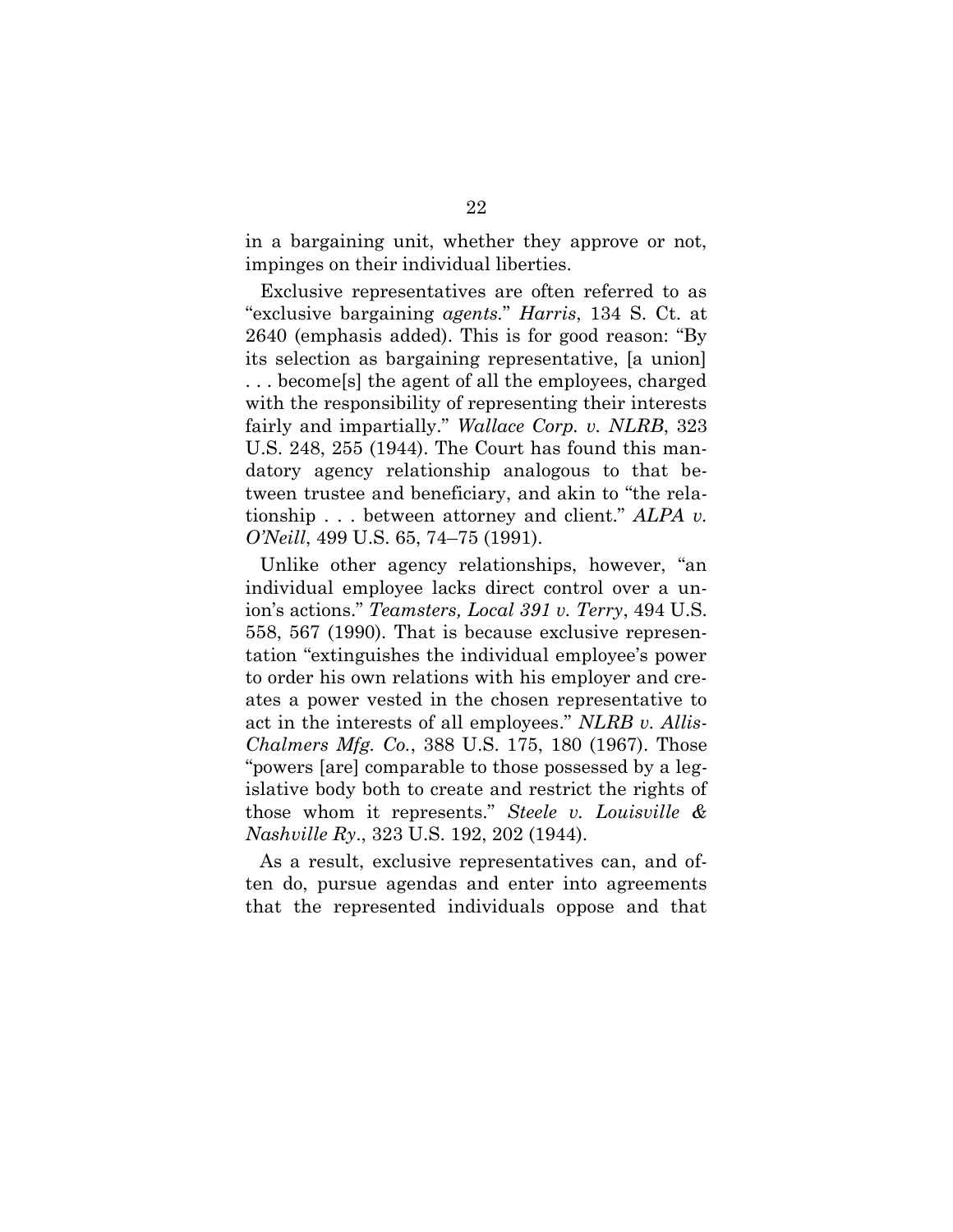in a bargaining unit, whether they approve or not, impinges on their individual liberties.

Exclusive representatives are often referred to as "exclusive bargaining *agents*." *Harris*, 134 S. Ct. at 2640 (emphasis added). This is for good reason: "By its selection as bargaining representative, [a union] . . . become[s] the agent of all the employees, charged with the responsibility of representing their interests fairly and impartially." *Wallace Corp. v. NLRB*, 323 U.S. 248, 255 (1944). The Court has found this mandatory agency relationship analogous to that between trustee and beneficiary, and akin to "the relationship . . . between attorney and client." *ALPA v. O'Neill*, 499 U.S. 65, 74–75 (1991).

Unlike other agency relationships, however, "an individual employee lacks direct control over a union's actions." *Teamsters, Local 391 v. Terry*, 494 U.S. 558, 567 (1990). That is because exclusive representation "extinguishes the individual employee's power to order his own relations with his employer and creates a power vested in the chosen representative to act in the interests of all employees." *NLRB v. Allis-Chalmers Mfg. Co.*, 388 U.S. 175, 180 (1967). Those "powers [are] comparable to those possessed by a legislative body both to create and restrict the rights of those whom it represents." *Steele v. Louisville & Nashville Ry*., 323 U.S. 192, 202 (1944).

As a result, exclusive representatives can, and often do, pursue agendas and enter into agreements that the represented individuals oppose and that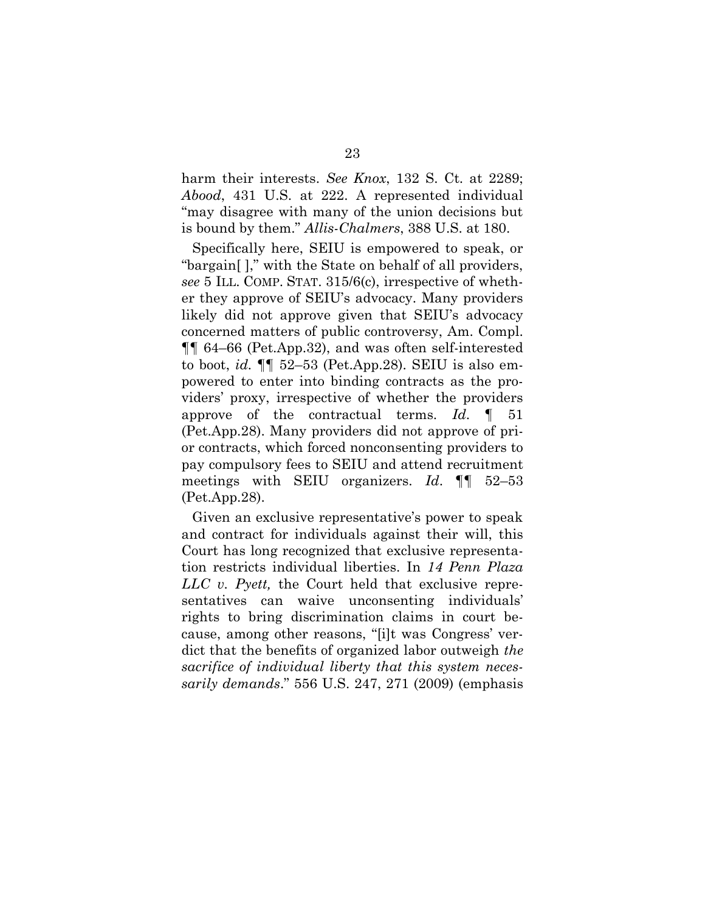harm their interests. *See Knox*, 132 S. Ct. at 2289; *Abood*, 431 U.S. at 222. A represented individual "may disagree with many of the union decisions but is bound by them." *Allis-Chalmers*, 388 U.S. at 180.

Specifically here, SEIU is empowered to speak, or "bargain[ ]," with the State on behalf of all providers, *see* 5 ILL. COMP. STAT. 315/6(c), irrespective of whether they approve of SEIU's advocacy. Many providers likely did not approve given that SEIU's advocacy concerned matters of public controversy, Am. Compl. ¶¶ 64–66 (Pet.App.32), and was often self-interested to boot, *id.* ¶¶ 52–53 (Pet.App.28). SEIU is also empowered to enter into binding contracts as the providers' proxy, irrespective of whether the providers approve of the contractual terms. *Id.* ¶ 51 (Pet.App.28). Many providers did not approve of prior contracts, which forced nonconsenting providers to pay compulsory fees to SEIU and attend recruitment meetings with SEIU organizers. *Id.* ¶¶ 52–53 (Pet.App.28).

Given an exclusive representative's power to speak and contract for individuals against their will, this Court has long recognized that exclusive representation restricts individual liberties. In *14 Penn Plaza LLC v. Pyett,* the Court held that exclusive representatives can waive unconsenting individuals' rights to bring discrimination claims in court because, among other reasons, "[i]t was Congress' verdict that the benefits of organized labor outweigh *the sacrifice of individual liberty that this system necessarily demands*." 556 U.S. 247, 271 (2009) (emphasis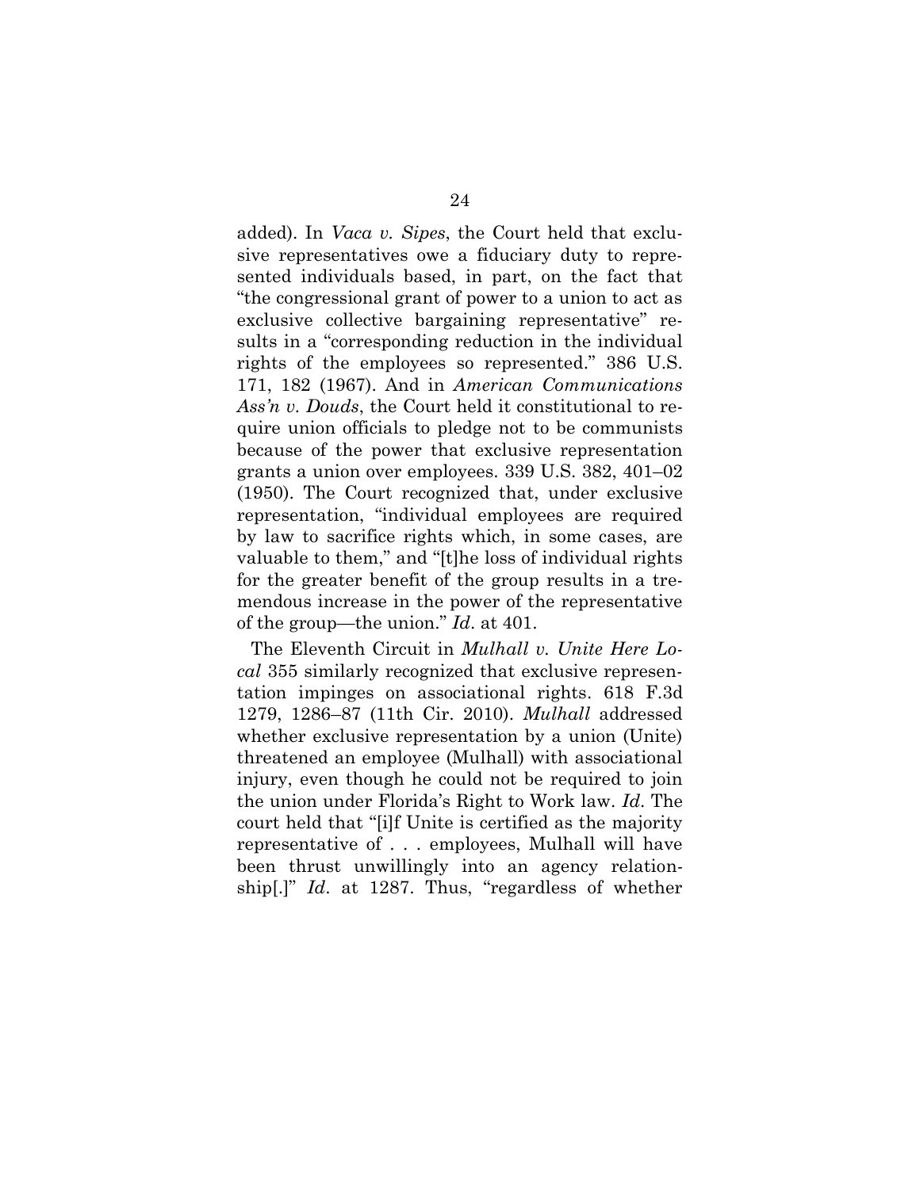added). In *Vaca v. Sipes*, the Court held that exclusive representatives owe a fiduciary duty to represented individuals based, in part, on the fact that "the congressional grant of power to a union to act as exclusive collective bargaining representative" results in a "corresponding reduction in the individual rights of the employees so represented." 386 U.S. 171, 182 (1967). And in *American Communications Ass'n v. Douds*, the Court held it constitutional to require union officials to pledge not to be communists because of the power that exclusive representation grants a union over employees. 339 U.S. 382, 401–02 (1950). The Court recognized that, under exclusive representation, "individual employees are required by law to sacrifice rights which, in some cases, are valuable to them," and "[t]he loss of individual rights for the greater benefit of the group results in a tremendous increase in the power of the representative of the group—the union." *Id*. at 401.

The Eleventh Circuit in *Mulhall v. Unite Here Local* 355 similarly recognized that exclusive representation impinges on associational rights. 618 F.3d 1279, 1286–87 (11th Cir. 2010). *Mulhall* addressed whether exclusive representation by a union (Unite) threatened an employee (Mulhall) with associational injury, even though he could not be required to join the union under Florida's Right to Work law. *Id*. The court held that "[i]f Unite is certified as the majority representative of . . . employees, Mulhall will have been thrust unwillingly into an agency relationship[.]" *Id*. at 1287. Thus, "regardless of whether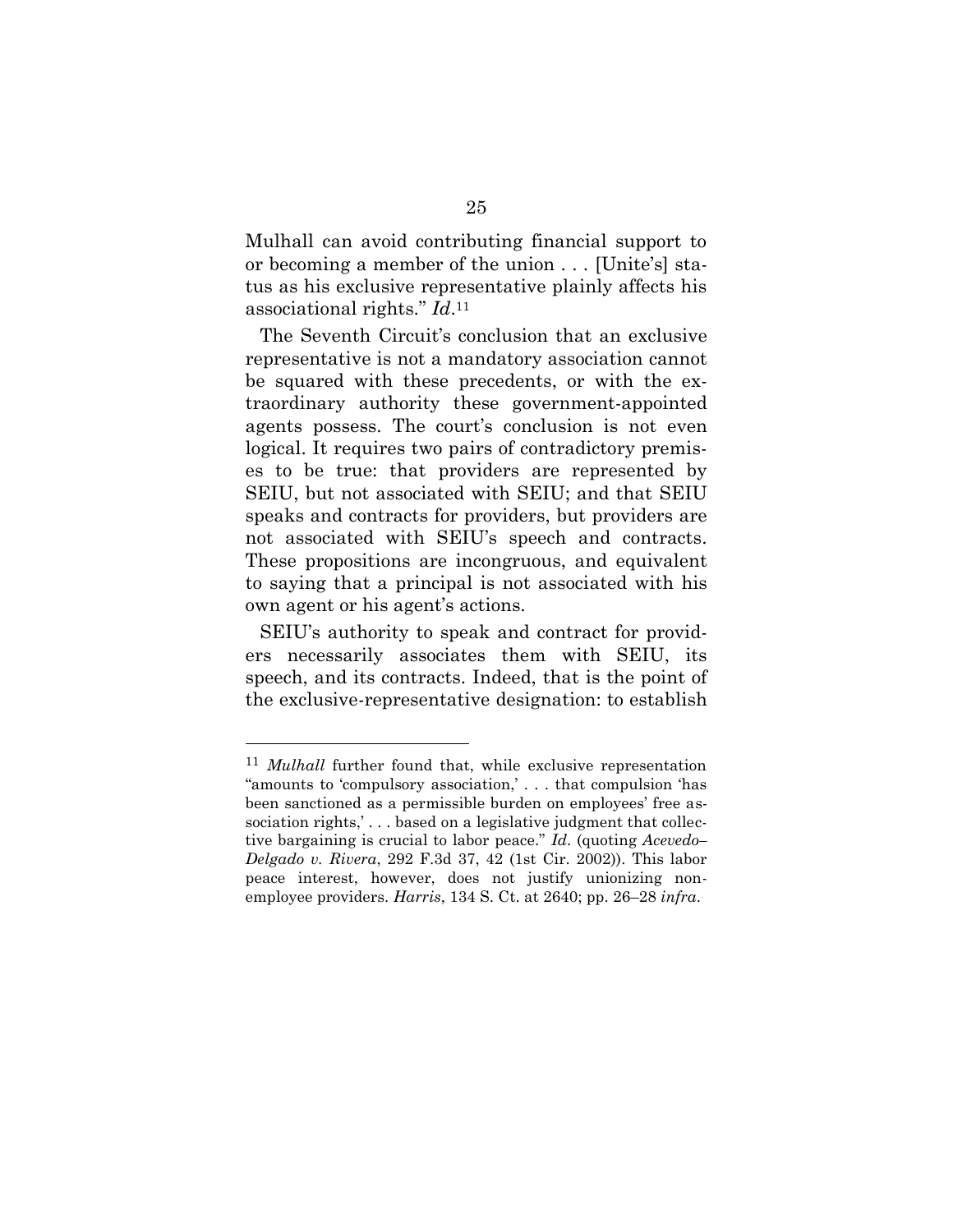Mulhall can avoid contributing financial support to or becoming a member of the union . . . [Unite's] status as his exclusive representative plainly affects his associational rights." *Id*.[11]

The Seventh Circuit's conclusion that an exclusive representative is not a mandatory association cannot be squared with these precedents, or with the extraordinary authority these government-appointed agents possess. The court's conclusion is not even logical. It requires two pairs of contradictory premises to be true: that providers are represented by SEIU, but not associated with SEIU; and that SEIU speaks and contracts for providers, but providers are not associated with SEIU's speech and contracts. These propositions are incongruous, and equivalent to saying that a principal is not associated with his own agent or his agent's actions.

SEIU's authority to speak and contract for providers necessarily associates them with SEIU, its speech, and its contracts. Indeed, that is the point of the exclusive-representative designation: to establish

---

[11] *Mulhall* further found that, while exclusive representation "amounts to 'compulsory association,' . . . that compulsion 'has been sanctioned as a permissible burden on employees' free association rights,' . . . based on a legislative judgment that collective bargaining is crucial to labor peace." *Id*. (quoting *Acevedo–Delgado v. Rivera*, 292 F.3d 37, 42 (1st Cir. 2002)). This labor peace interest, however, does not justify unionizing non-employee providers. *Harris*, 134 S. Ct. at 2640; pp. 26–28 *infra*.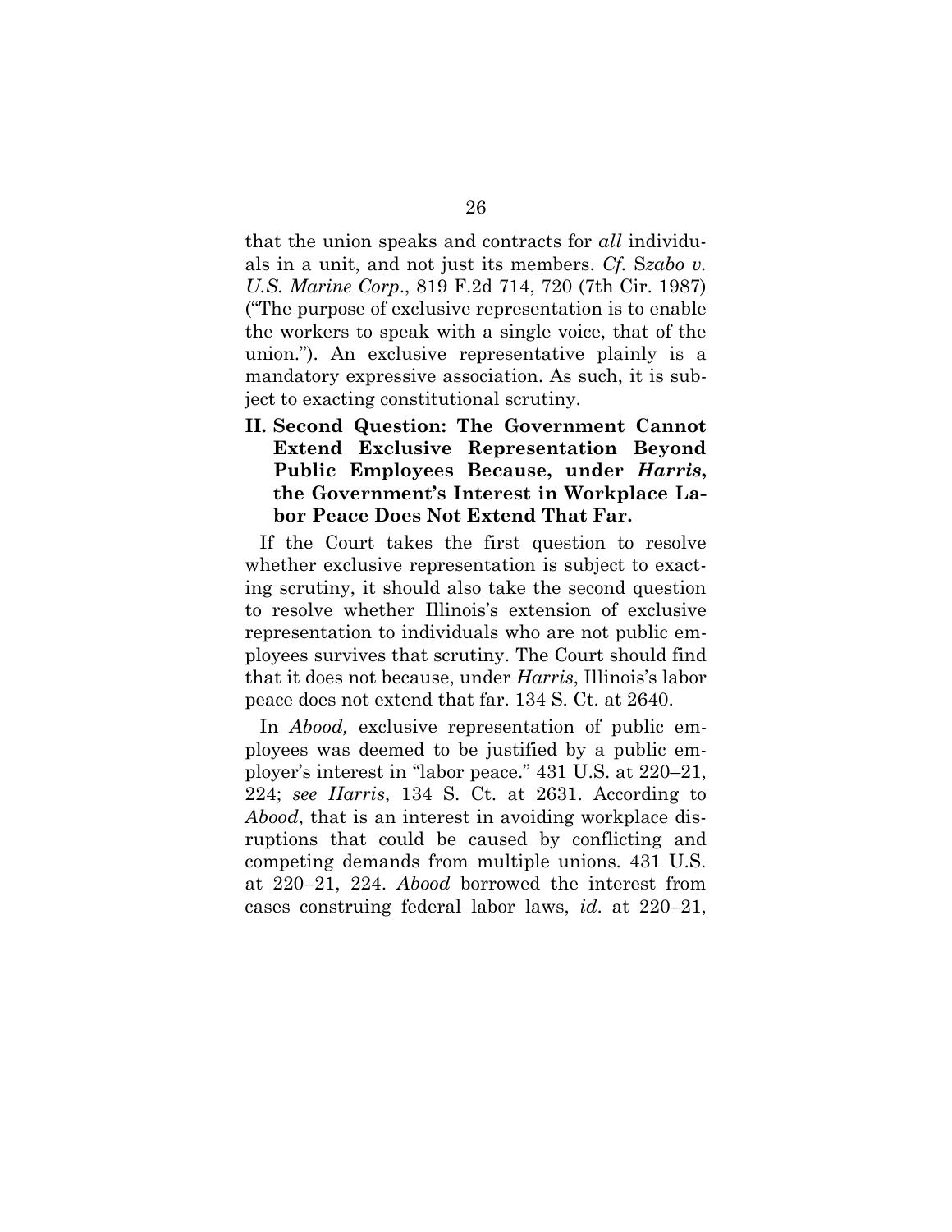that the union speaks and contracts for *all* individuals in a unit, and not just its members. *Cf.* S*zabo v. U.S. Marine Corp*., 819 F.2d 714, 720 (7th Cir. 1987) ("The purpose of exclusive representation is to enable the workers to speak with a single voice, that of the union."). An exclusive representative plainly is a mandatory expressive association. As such, it is subject to exacting constitutional scrutiny.

## II. Second Question: The Government Cannot Extend Exclusive Representation Beyond Public Employees Because, under *Harris*, the Government's Interest in Workplace Labor Peace Does Not Extend That Far.

If the Court takes the first question to resolve whether exclusive representation is subject to exacting scrutiny, it should also take the second question to resolve whether Illinois's extension of exclusive representation to individuals who are not public employees survives that scrutiny. The Court should find that it does not because, under *Harris*, Illinois's labor peace does not extend that far. 134 S. Ct. at 2640.

In *Abood,* exclusive representation of public employees was deemed to be justified by a public employer's interest in "labor peace." 431 U.S. at 220–21, 224; *see Harris*, 134 S. Ct. at 2631. According to *Abood*, that is an interest in avoiding workplace disruptions that could be caused by conflicting and competing demands from multiple unions. 431 U.S. at 220–21, 224. *Abood* borrowed the interest from cases construing federal labor laws, *id*. at 220–21,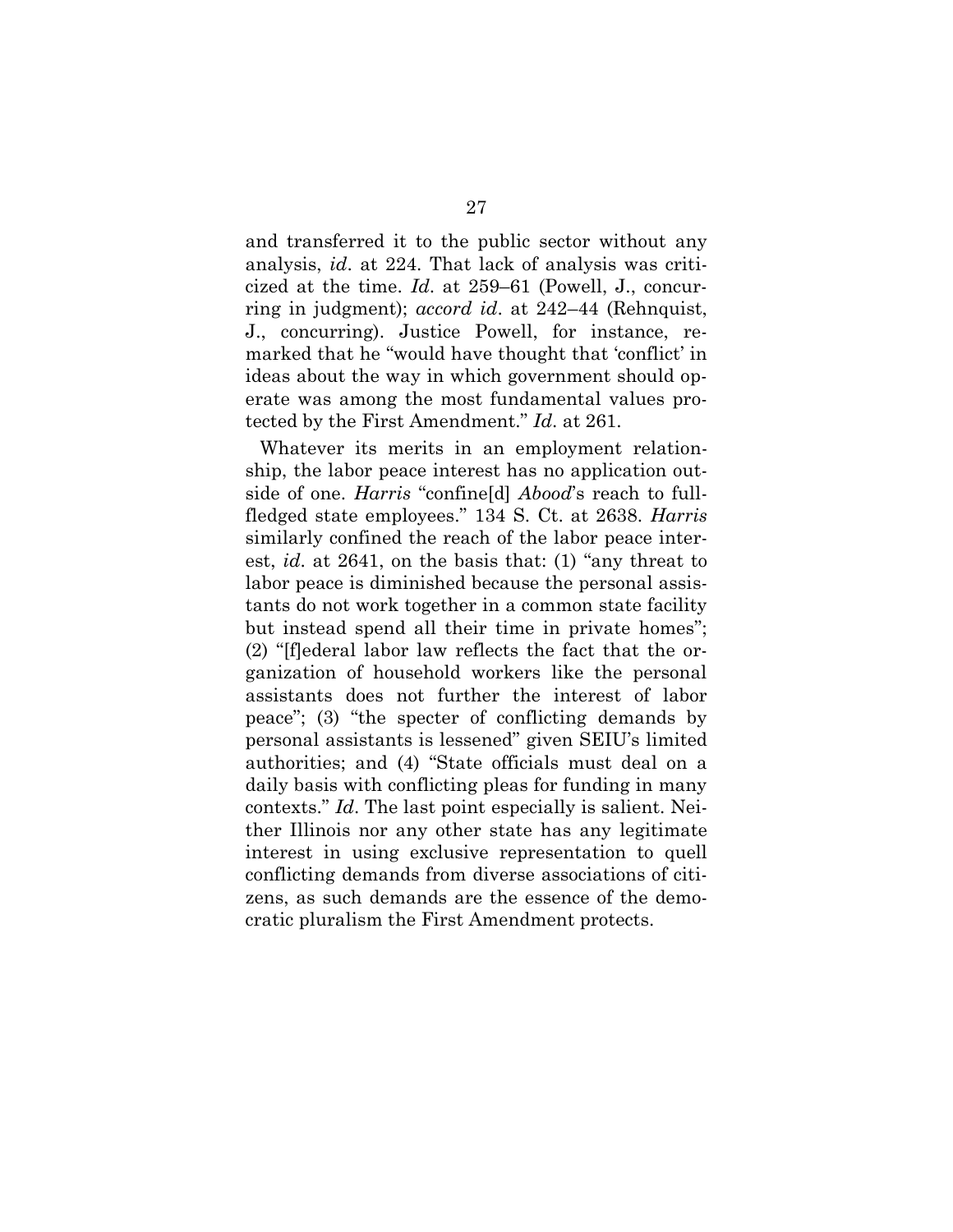and transferred it to the public sector without any analysis, *id*. at 224. That lack of analysis was criticized at the time. *Id*. at 259–61 (Powell, J., concurring in judgment); *accord id*. at 242–44 (Rehnquist, J., concurring). Justice Powell, for instance, remarked that he "would have thought that 'conflict' in ideas about the way in which government should operate was among the most fundamental values protected by the First Amendment." *Id*. at 261.

Whatever its merits in an employment relationship, the labor peace interest has no application outside of one. *Harris* "confine[d] *Abood*'s reach to full-fledged state employees." 134 S. Ct. at 2638. *Harris* similarly confined the reach of the labor peace interest, *id*. at 2641, on the basis that: (1) "any threat to labor peace is diminished because the personal assistants do not work together in a common state facility but instead spend all their time in private homes"; (2) "[f]ederal labor law reflects the fact that the organization of household workers like the personal assistants does not further the interest of labor peace"; (3) "the specter of conflicting demands by personal assistants is lessened" given SEIU's limited authorities; and (4) "State officials must deal on a daily basis with conflicting pleas for funding in many contexts." *Id*. The last point especially is salient. Neither Illinois nor any other state has any legitimate interest in using exclusive representation to quell conflicting demands from diverse associations of citizens, as such demands are the essence of the democratic pluralism the First Amendment protects.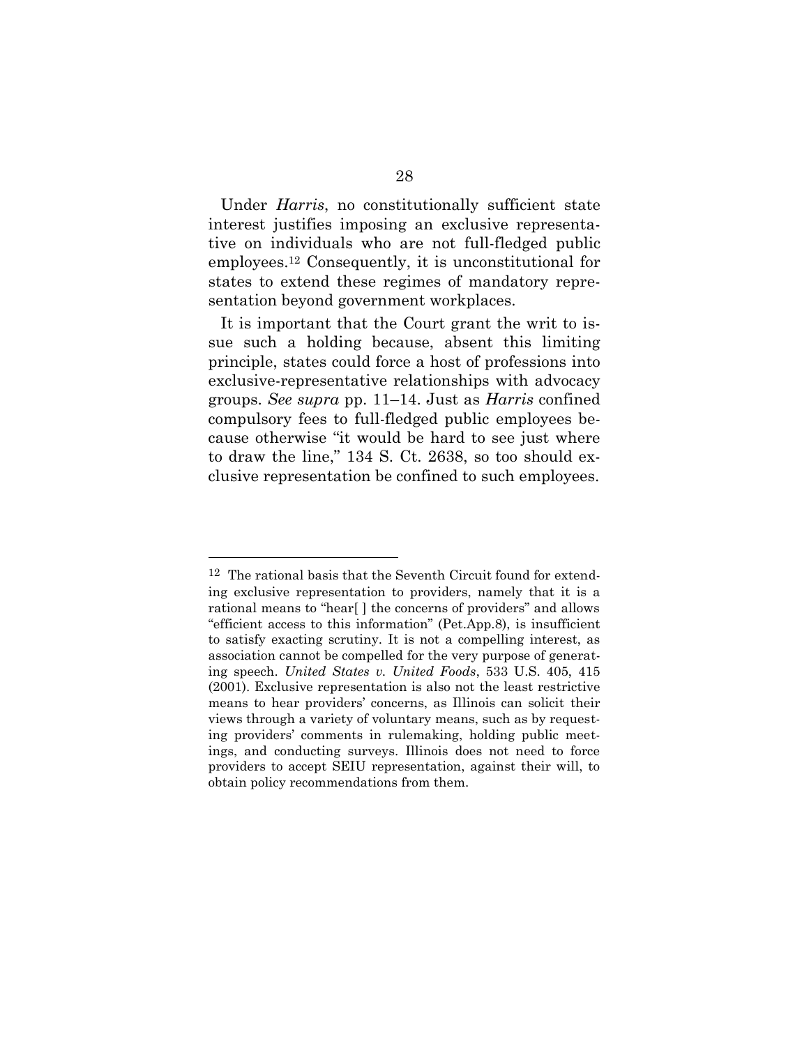Under *Harris*, no constitutionally sufficient state interest justifies imposing an exclusive representative on individuals who are not full-fledged public employees.[12] Consequently, it is unconstitutional for states to extend these regimes of mandatory representation beyond government workplaces.

It is important that the Court grant the writ to issue such a holding because, absent this limiting principle, states could force a host of professions into exclusive-representative relationships with advocacy groups. *See supra* pp. 11–14. Just as *Harris* confined compulsory fees to full-fledged public employees because otherwise "it would be hard to see just where to draw the line," 134 S. Ct. 2638, so too should exclusive representation be confined to such employees.

---

[12] The rational basis that the Seventh Circuit found for extending exclusive representation to providers, namely that it is a rational means to "hear[ ] the concerns of providers" and allows "efficient access to this information" (Pet.App.8), is insufficient to satisfy exacting scrutiny. It is not a compelling interest, as association cannot be compelled for the very purpose of generating speech. *United States v. United Foods*, 533 U.S. 405, 415 (2001). Exclusive representation is also not the least restrictive means to hear providers' concerns, as Illinois can solicit their views through a variety of voluntary means, such as by requesting providers' comments in rulemaking, holding public meetings, and conducting surveys. Illinois does not need to force providers to accept SEIU representation, against their will, to obtain policy recommendations from them.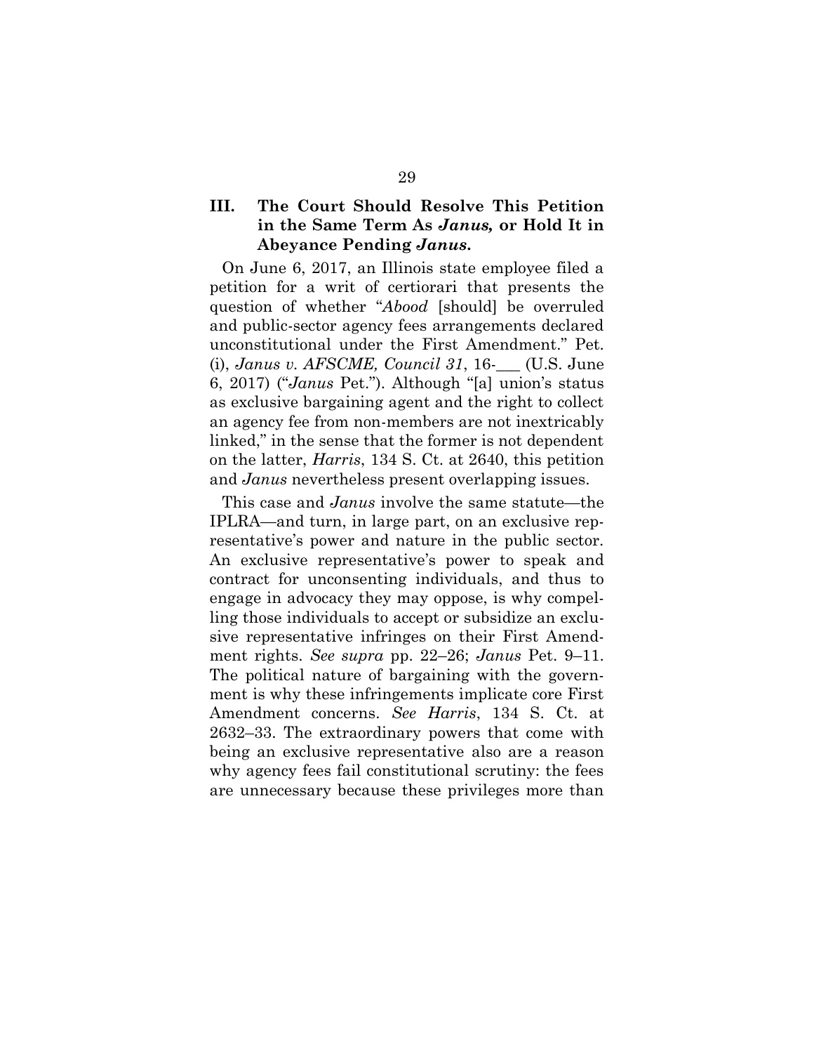## III. The Court Should Resolve This Petition in the Same Term As *Janus,* or Hold It in Abeyance Pending *Janus.*

On June 6, 2017, an Illinois state employee filed a petition for a writ of certiorari that presents the question of whether "*Abood* [should] be overruled and public-sector agency fees arrangements declared unconstitutional under the First Amendment." Pet. (i), *Janus v. AFSCME, Council 31*, 16-___ (U.S. June 6, 2017) ("*Janus* Pet."). Although "[a] union's status as exclusive bargaining agent and the right to collect an agency fee from non-members are not inextricably linked," in the sense that the former is not dependent on the latter, *Harris*, 134 S. Ct. at 2640, this petition and *Janus* nevertheless present overlapping issues.

This case and *Janus* involve the same statute—the IPLRA—and turn, in large part, on an exclusive representative's power and nature in the public sector. An exclusive representative's power to speak and contract for unconsenting individuals, and thus to engage in advocacy they may oppose, is why compelling those individuals to accept or subsidize an exclusive representative infringes on their First Amendment rights. *See supra* pp. 22–26; *Janus* Pet. 9–11. The political nature of bargaining with the government is why these infringements implicate core First Amendment concerns. *See Harris*, 134 S. Ct. at 2632–33. The extraordinary powers that come with being an exclusive representative also are a reason why agency fees fail constitutional scrutiny: the fees are unnecessary because these privileges more than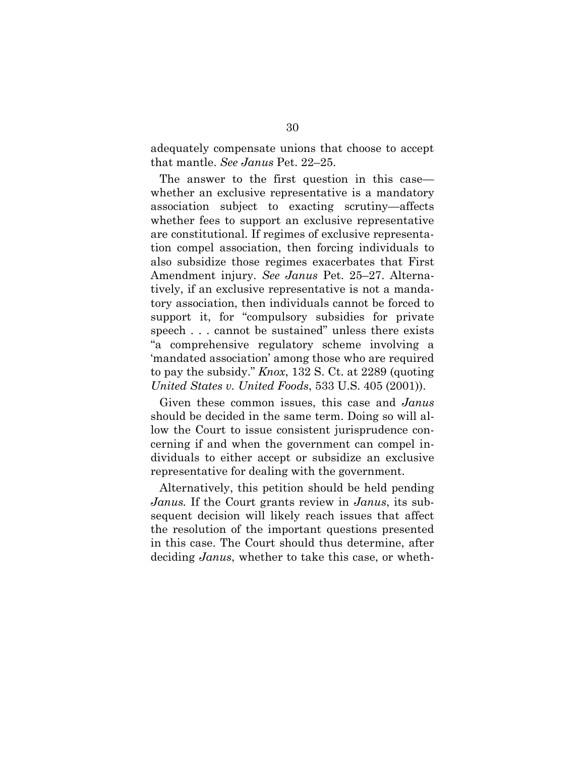adequately compensate unions that choose to accept that mantle. *See Janus* Pet. 22–25.

The answer to the first question in this case—whether an exclusive representative is a mandatory association subject to exacting scrutiny—affects whether fees to support an exclusive representative are constitutional. If regimes of exclusive representation compel association, then forcing individuals to also subsidize those regimes exacerbates that First Amendment injury. *See Janus* Pet. 25–27. Alternatively, if an exclusive representative is not a mandatory association, then individuals cannot be forced to support it, for "compulsory subsidies for private speech . . . cannot be sustained" unless there exists "a comprehensive regulatory scheme involving a 'mandated association' among those who are required to pay the subsidy." *Knox*, 132 S. Ct. at 2289 (quoting *United States v. United Foods*, 533 U.S. 405 (2001)).

Given these common issues, this case and *Janus* should be decided in the same term. Doing so will allow the Court to issue consistent jurisprudence concerning if and when the government can compel individuals to either accept or subsidize an exclusive representative for dealing with the government.

Alternatively, this petition should be held pending *Janus.* If the Court grants review in *Janus*, its subsequent decision will likely reach issues that affect the resolution of the important questions presented in this case. The Court should thus determine, after deciding *Janus*, whether to take this case, or wheth-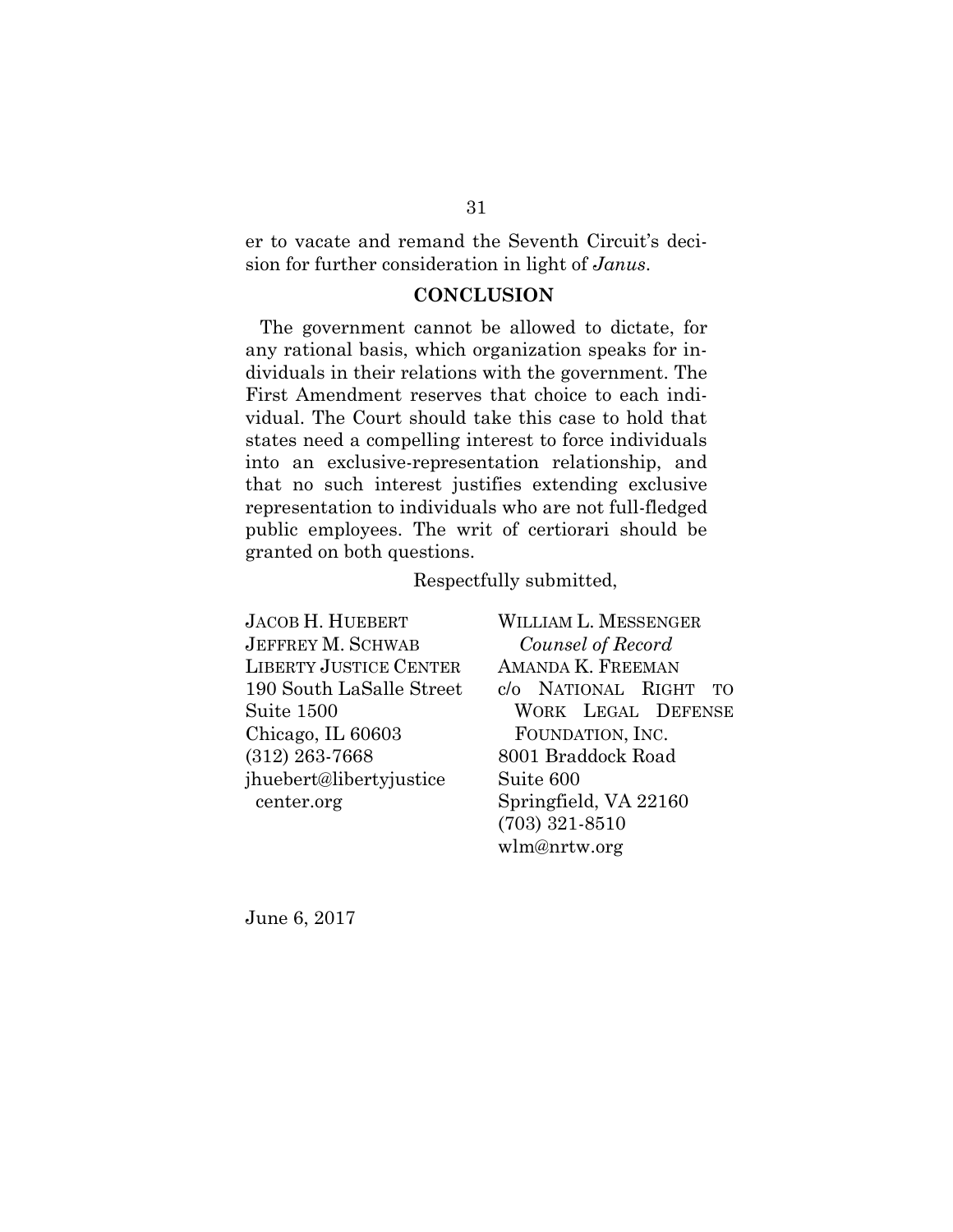er to vacate and remand the Seventh Circuit's decision for further consideration in light of *Janus*.

## CONCLUSION

The government cannot be allowed to dictate, for any rational basis, which organization speaks for individuals in their relations with the government. The First Amendment reserves that choice to each individual. The Court should take this case to hold that states need a compelling interest to force individuals into an exclusive-representation relationship, and that no such interest justifies extending exclusive representation to individuals who are not full-fledged public employees. The writ of certiorari should be granted on both questions.

Respectfully submitted,

JACOB H. HUEBERT
JEFFREY M. SCHWAB
LIBERTY JUSTICE CENTER
190 South LaSalle Street
Suite 1500
Chicago, IL 60603
(312) 263-7668
jhuebert@libertyjusticecenter.org

WILLIAM L. MESSENGER
*Counsel of Record*
AMANDA K. FREEMAN
c/o NATIONAL RIGHT TO WORK LEGAL DEFENSE FOUNDATION, INC.
8001 Braddock Road
Suite 600
Springfield, VA 22160
(703) 321-8510
wlm@nrtw.org

June 6, 2017